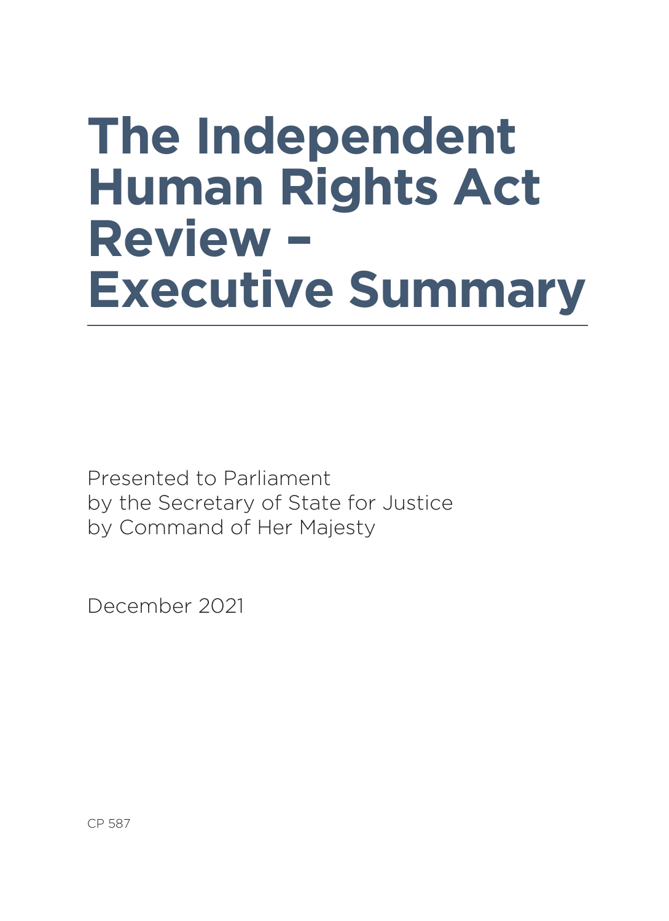# The Independent Human Rights Act Review – Executive Summary

Presented to Parliament
by the Secretary of State for Justice
by Command of Her Majesty

December 2021

CP 587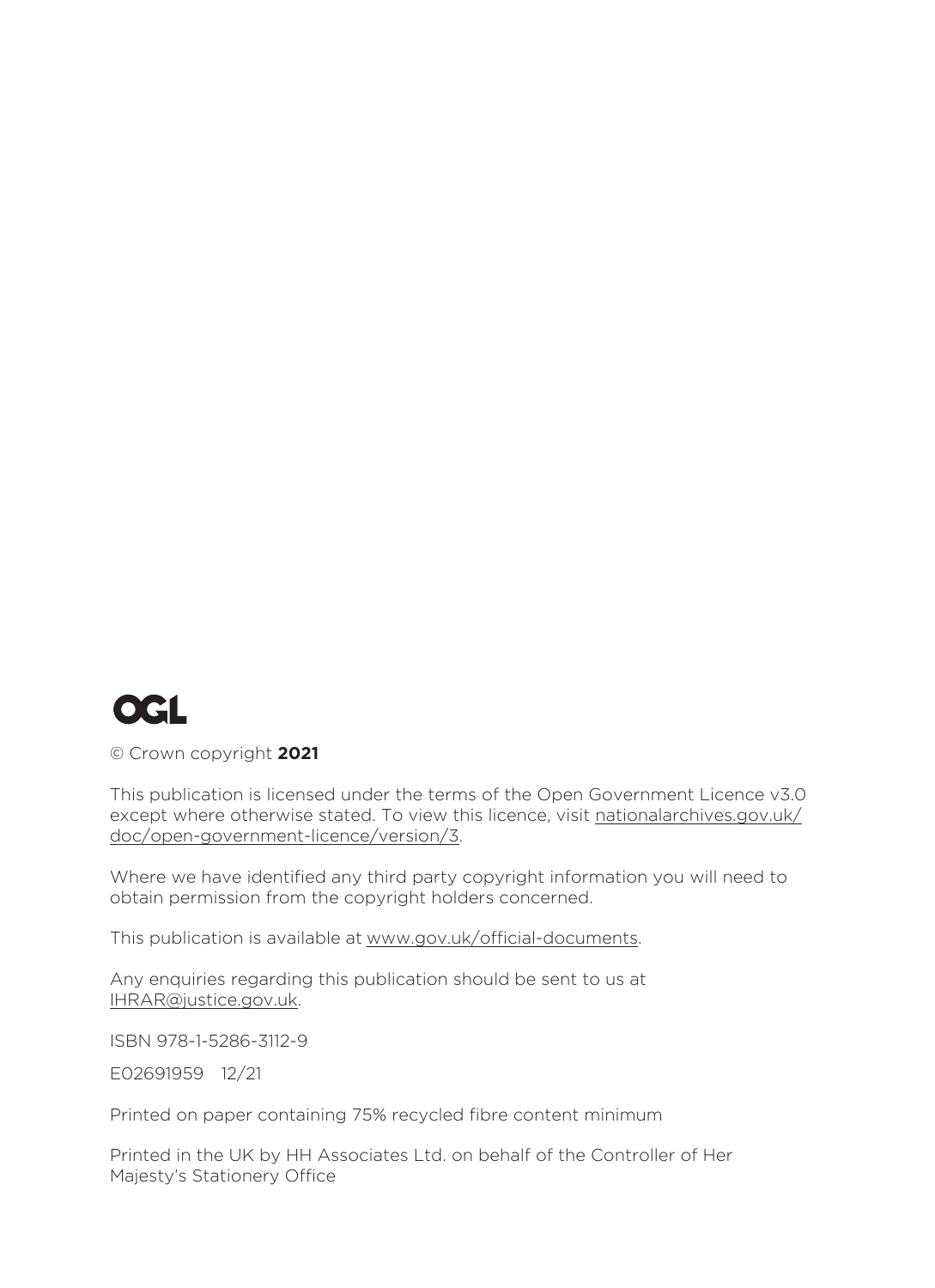OGL

© Crown copyright **2021**

This publication is licensed under the terms of the Open Government Licence v3.0 except where otherwise stated. To view this licence, visit nationalarchives.gov.uk/doc/open-government-licence/version/3.

Where we have identified any third party copyright information you will need to obtain permission from the copyright holders concerned.

This publication is available at www.gov.uk/official-documents.

Any enquiries regarding this publication should be sent to us at IHRAR@justice.gov.uk.

ISBN 978-1-5286-3112-9

E02691959 12/21

Printed on paper containing 75% recycled fibre content minimum

Printed in the UK by HH Associates Ltd. on behalf of the Controller of Her Majesty's Stationery Office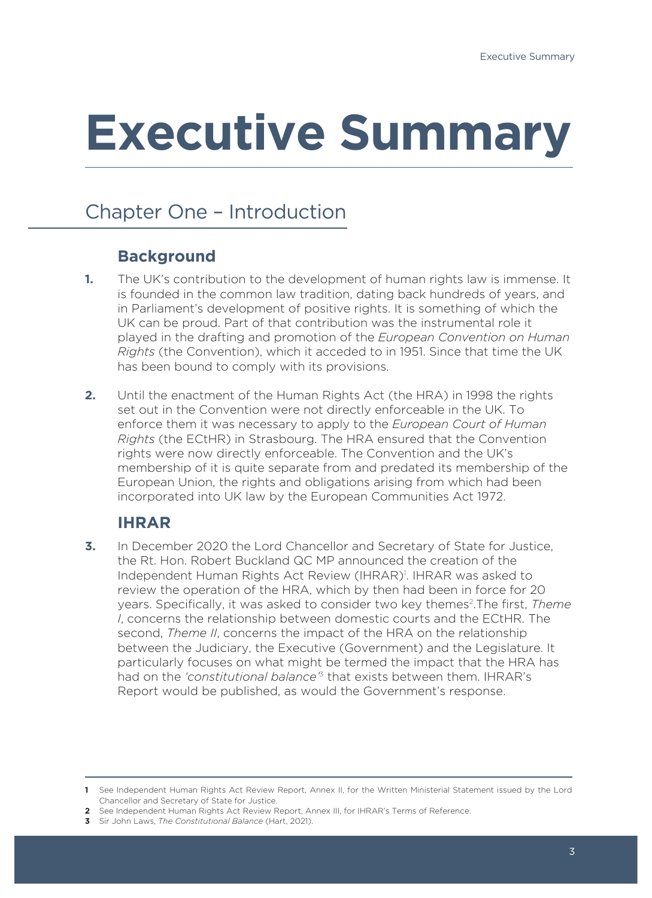# Executive Summary

## Chapter One – Introduction

### Background

**1.** The UK's contribution to the development of human rights law is immense. It is founded in the common law tradition, dating back hundreds of years, and in Parliament's development of positive rights. It is something of which the UK can be proud. Part of that contribution was the instrumental role it played in the drafting and promotion of the *European Convention on Human Rights* (the Convention), which it acceded to in 1951. Since that time the UK has been bound to comply with its provisions.

**2.** Until the enactment of the Human Rights Act (the HRA) in 1998 the rights set out in the Convention were not directly enforceable in the UK. To enforce them it was necessary to apply to the *European Court of Human Rights* (the ECtHR) in Strasbourg. The HRA ensured that the Convention rights were now directly enforceable. The Convention and the UK's membership of it is quite separate from and predated its membership of the European Union, the rights and obligations arising from which had been incorporated into UK law by the European Communities Act 1972.

### IHRAR

**3.** In December 2020 the Lord Chancellor and Secretary of State for Justice, the Rt. Hon. Robert Buckland QC MP announced the creation of the Independent Human Rights Act Review (IHRAR)[1]. IHRAR was asked to review the operation of the HRA, which by then had been in force for 20 years. Specifically, it was asked to consider two key themes[2].The first, *Theme I*, concerns the relationship between domestic courts and the ECtHR. The second, *Theme II*, concerns the impact of the HRA on the relationship between the Judiciary, the Executive (Government) and the Legislature. It particularly focuses on what might be termed the impact that the HRA has had on the *'constitutional balance'*[3] that exists between them. IHRAR's Report would be published, as would the Government's response.

---

**1** See Independent Human Rights Act Review Report, Annex II, for the Written Ministerial Statement issued by the Lord Chancellor and Secretary of State for Justice.

**2** See Independent Human Rights Act Review Report, Annex III, for IHRAR's Terms of Reference.

**3** Sir John Laws, *The Constitutional Balance* (Hart, 2021).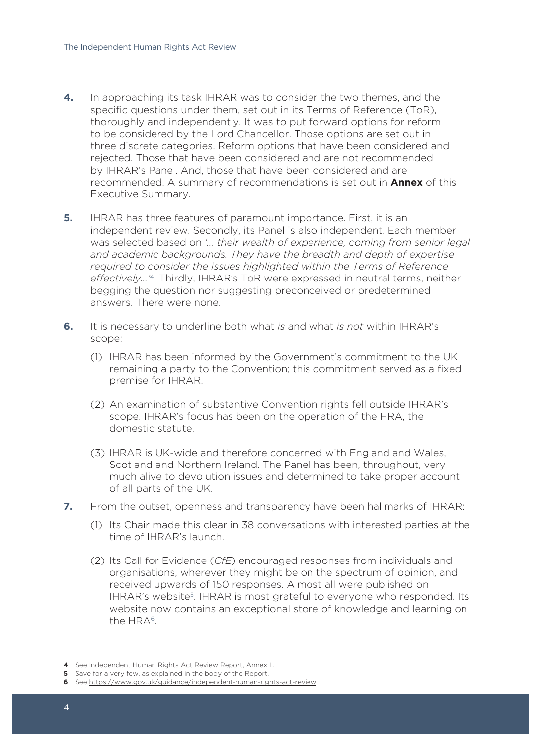**4.** In approaching its task IHRAR was to consider the two themes, and the specific questions under them, set out in its Terms of Reference (ToR), thoroughly and independently. It was to put forward options for reform to be considered by the Lord Chancellor. Those options are set out in three discrete categories. Reform options that have been considered and rejected. Those that have been considered and are not recommended by IHRAR's Panel. And, those that have been considered and are recommended. A summary of recommendations is set out in **Annex** of this Executive Summary.

**5.** IHRAR has three features of paramount importance. First, it is an independent review. Secondly, its Panel is also independent. Each member was selected based on *'… their wealth of experience, coming from senior legal and academic backgrounds. They have the breadth and depth of expertise required to consider the issues highlighted within the Terms of Reference effectively…'*[4]. Thirdly, IHRAR's ToR were expressed in neutral terms, neither begging the question nor suggesting preconceived or predetermined answers. There were none.

**6.** It is necessary to underline both what *is* and what *is not* within IHRAR's scope:

(1) IHRAR has been informed by the Government's commitment to the UK remaining a party to the Convention; this commitment served as a fixed premise for IHRAR.

(2) An examination of substantive Convention rights fell outside IHRAR's scope. IHRAR's focus has been on the operation of the HRA, the domestic statute.

(3) IHRAR is UK-wide and therefore concerned with England and Wales, Scotland and Northern Ireland. The Panel has been, throughout, very much alive to devolution issues and determined to take proper account of all parts of the UK.

**7.** From the outset, openness and transparency have been hallmarks of IHRAR:

(1) Its Chair made this clear in 38 conversations with interested parties at the time of IHRAR's launch.

(2) Its Call for Evidence (*CfE*) encouraged responses from individuals and organisations, wherever they might be on the spectrum of opinion, and received upwards of 150 responses. Almost all were published on IHRAR's website[5]. IHRAR is most grateful to everyone who responded. Its website now contains an exceptional store of knowledge and learning on the HRA[6].

---

**4** See Independent Human Rights Act Review Report, Annex II.

**5** Save for a very few, as explained in the body of the Report.

**6** See https://www.gov.uk/guidance/independent-human-rights-act-review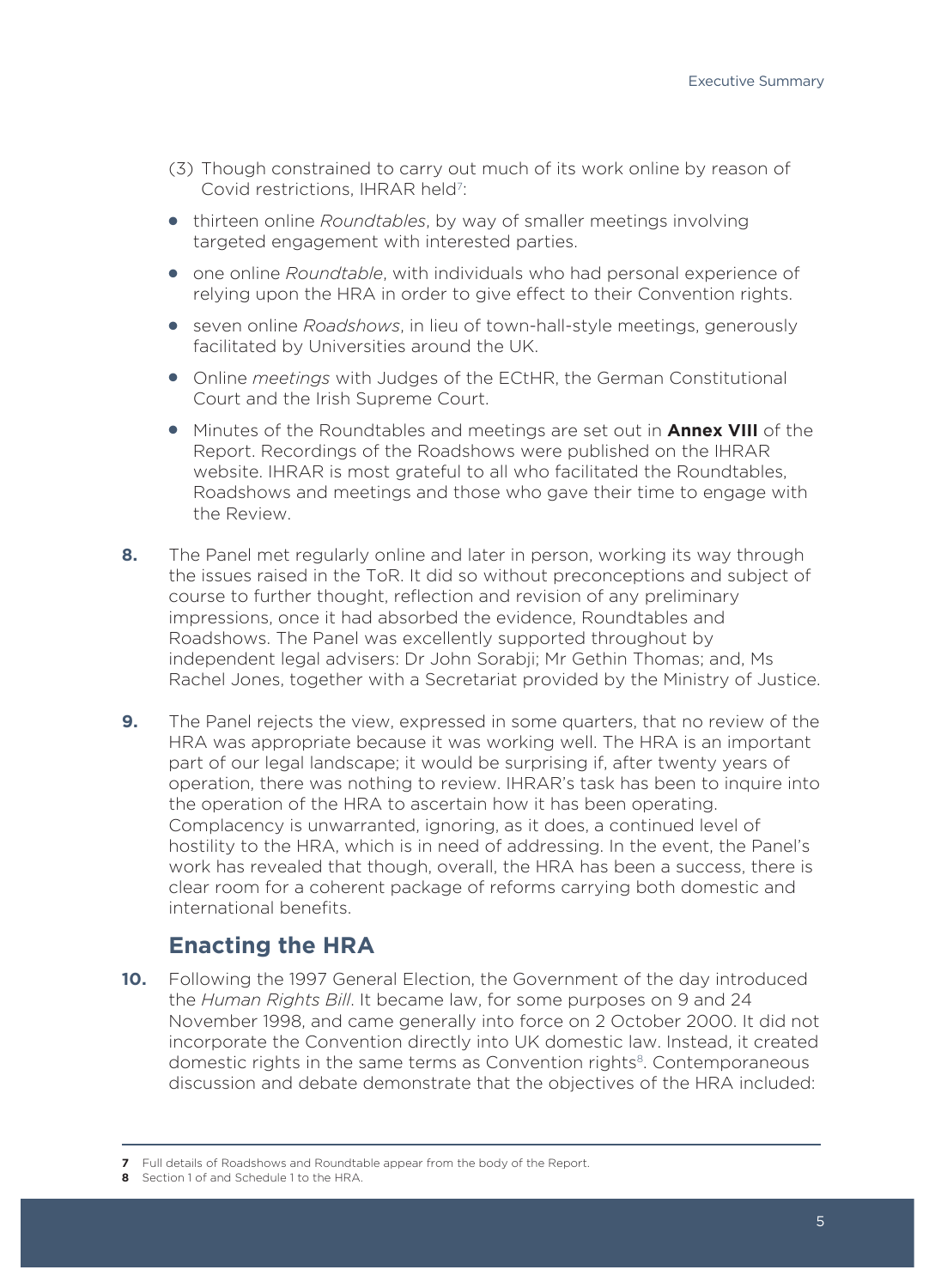(3) Though constrained to carry out much of its work online by reason of Covid restrictions, IHRAR held[7]:

- thirteen online *Roundtables*, by way of smaller meetings involving targeted engagement with interested parties.
- one online *Roundtable*, with individuals who had personal experience of relying upon the HRA in order to give effect to their Convention rights.
- seven online *Roadshows*, in lieu of town-hall-style meetings, generously facilitated by Universities around the UK.
- Online *meetings* with Judges of the ECtHR, the German Constitutional Court and the Irish Supreme Court.
- Minutes of the Roundtables and meetings are set out in **Annex VIII** of the Report. Recordings of the Roadshows were published on the IHRAR website. IHRAR is most grateful to all who facilitated the Roundtables, Roadshows and meetings and those who gave their time to engage with the Review.

**8.** The Panel met regularly online and later in person, working its way through the issues raised in the ToR. It did so without preconceptions and subject of course to further thought, reflection and revision of any preliminary impressions, once it had absorbed the evidence, Roundtables and Roadshows. The Panel was excellently supported throughout by independent legal advisers: Dr John Sorabji; Mr Gethin Thomas; and, Ms Rachel Jones, together with a Secretariat provided by the Ministry of Justice.

**9.** The Panel rejects the view, expressed in some quarters, that no review of the HRA was appropriate because it was working well. The HRA is an important part of our legal landscape; it would be surprising if, after twenty years of operation, there was nothing to review. IHRAR's task has been to inquire into the operation of the HRA to ascertain how it has been operating. Complacency is unwarranted, ignoring, as it does, a continued level of hostility to the HRA, which is in need of addressing. In the event, the Panel's work has revealed that though, overall, the HRA has been a success, there is clear room for a coherent package of reforms carrying both domestic and international benefits.

## Enacting the HRA

**10.** Following the 1997 General Election, the Government of the day introduced the *Human Rights Bill*. It became law, for some purposes on 9 and 24 November 1998, and came generally into force on 2 October 2000. It did not incorporate the Convention directly into UK domestic law. Instead, it created domestic rights in the same terms as Convention rights[8]. Contemporaneous discussion and debate demonstrate that the objectives of the HRA included:

---

**7** Full details of Roadshows and Roundtable appear from the body of the Report.

**8** Section 1 of and Schedule 1 to the HRA.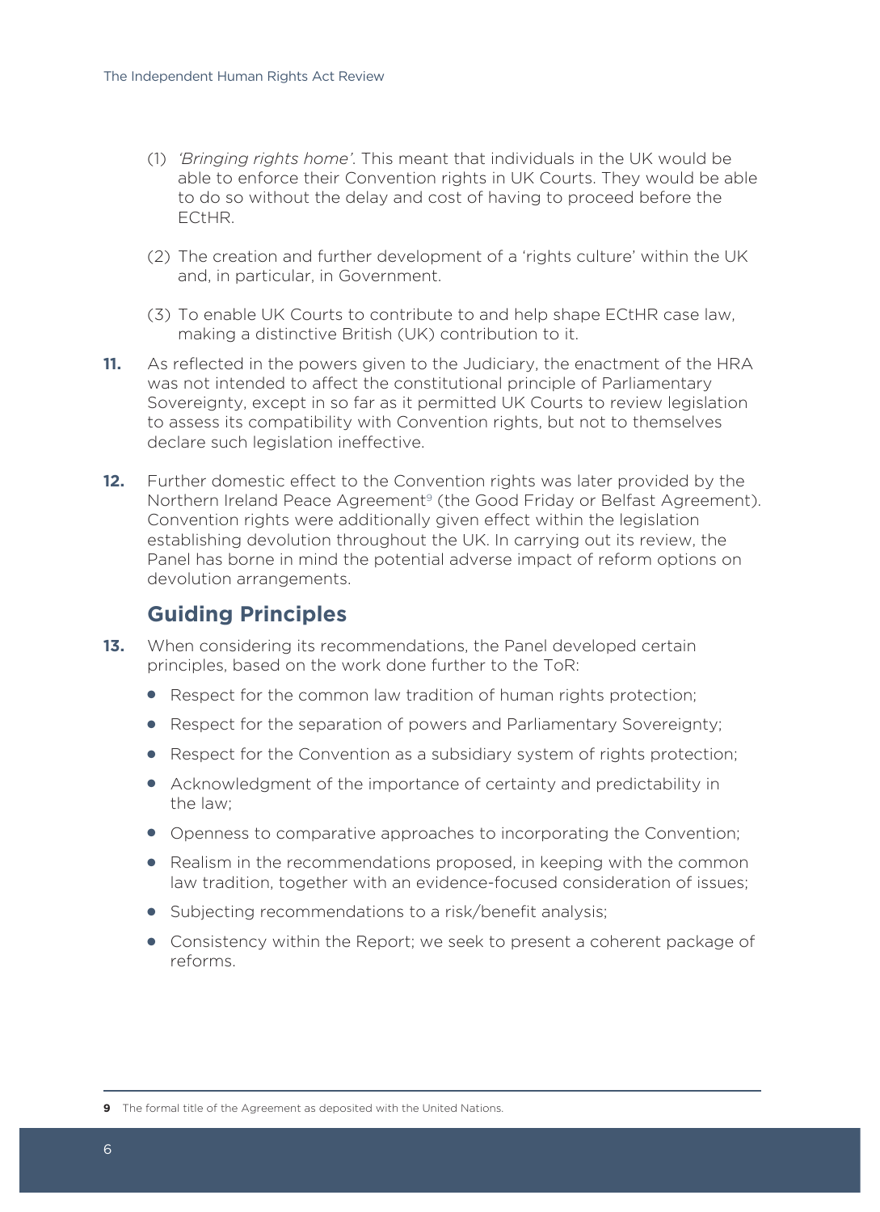(1) *'Bringing rights home'*. This meant that individuals in the UK would be able to enforce their Convention rights in UK Courts. They would be able to do so without the delay and cost of having to proceed before the ECtHR.

(2) The creation and further development of a 'rights culture' within the UK and, in particular, in Government.

(3) To enable UK Courts to contribute to and help shape ECtHR case law, making a distinctive British (UK) contribution to it.

**11.** As reflected in the powers given to the Judiciary, the enactment of the HRA was not intended to affect the constitutional principle of Parliamentary Sovereignty, except in so far as it permitted UK Courts to review legislation to assess its compatibility with Convention rights, but not to themselves declare such legislation ineffective.

**12.** Further domestic effect to the Convention rights was later provided by the Northern Ireland Peace Agreement[9] (the Good Friday or Belfast Agreement). Convention rights were additionally given effect within the legislation establishing devolution throughout the UK. In carrying out its review, the Panel has borne in mind the potential adverse impact of reform options on devolution arrangements.

## Guiding Principles

**13.** When considering its recommendations, the Panel developed certain principles, based on the work done further to the ToR:

- Respect for the common law tradition of human rights protection;
- Respect for the separation of powers and Parliamentary Sovereignty;
- Respect for the Convention as a subsidiary system of rights protection;
- Acknowledgment of the importance of certainty and predictability in the law;
- Openness to comparative approaches to incorporating the Convention;
- Realism in the recommendations proposed, in keeping with the common law tradition, together with an evidence-focused consideration of issues;
- Subjecting recommendations to a risk/benefit analysis;
- Consistency within the Report; we seek to present a coherent package of reforms.

---

**9** The formal title of the Agreement as deposited with the United Nations.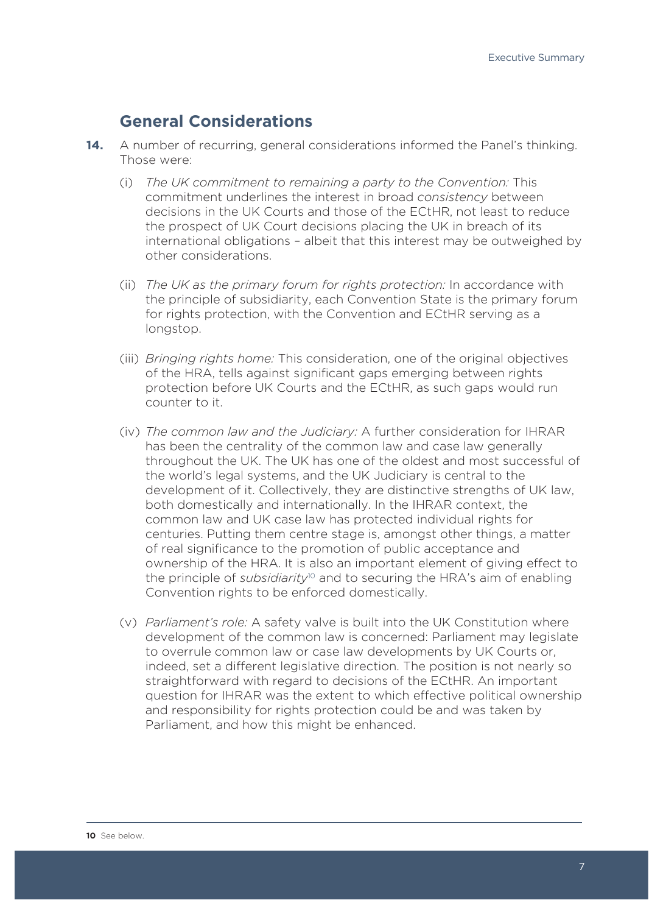## General Considerations

**14.** A number of recurring, general considerations informed the Panel's thinking. Those were:

(i) *The UK commitment to remaining a party to the Convention:* This commitment underlines the interest in broad *consistency* between decisions in the UK Courts and those of the ECtHR, not least to reduce the prospect of UK Court decisions placing the UK in breach of its international obligations – albeit that this interest may be outweighed by other considerations.

(ii) *The UK as the primary forum for rights protection:* In accordance with the principle of subsidiarity, each Convention State is the primary forum for rights protection, with the Convention and ECtHR serving as a longstop.

(iii) *Bringing rights home:* This consideration, one of the original objectives of the HRA, tells against significant gaps emerging between rights protection before UK Courts and the ECtHR, as such gaps would run counter to it.

(iv) *The common law and the Judiciary:* A further consideration for IHRAR has been the centrality of the common law and case law generally throughout the UK. The UK has one of the oldest and most successful of the world's legal systems, and the UK Judiciary is central to the development of it. Collectively, they are distinctive strengths of UK law, both domestically and internationally. In the IHRAR context, the common law and UK case law has protected individual rights for centuries. Putting them centre stage is, amongst other things, a matter of real significance to the promotion of public acceptance and ownership of the HRA. It is also an important element of giving effect to the principle of *subsidiarity*[10] and to securing the HRA's aim of enabling Convention rights to be enforced domestically.

(v) *Parliament's role:* A safety valve is built into the UK Constitution where development of the common law is concerned: Parliament may legislate to overrule common law or case law developments by UK Courts or, indeed, set a different legislative direction. The position is not nearly so straightforward with regard to decisions of the ECtHR. An important question for IHRAR was the extent to which effective political ownership and responsibility for rights protection could be and was taken by Parliament, and how this might be enhanced.

---

**10** See below.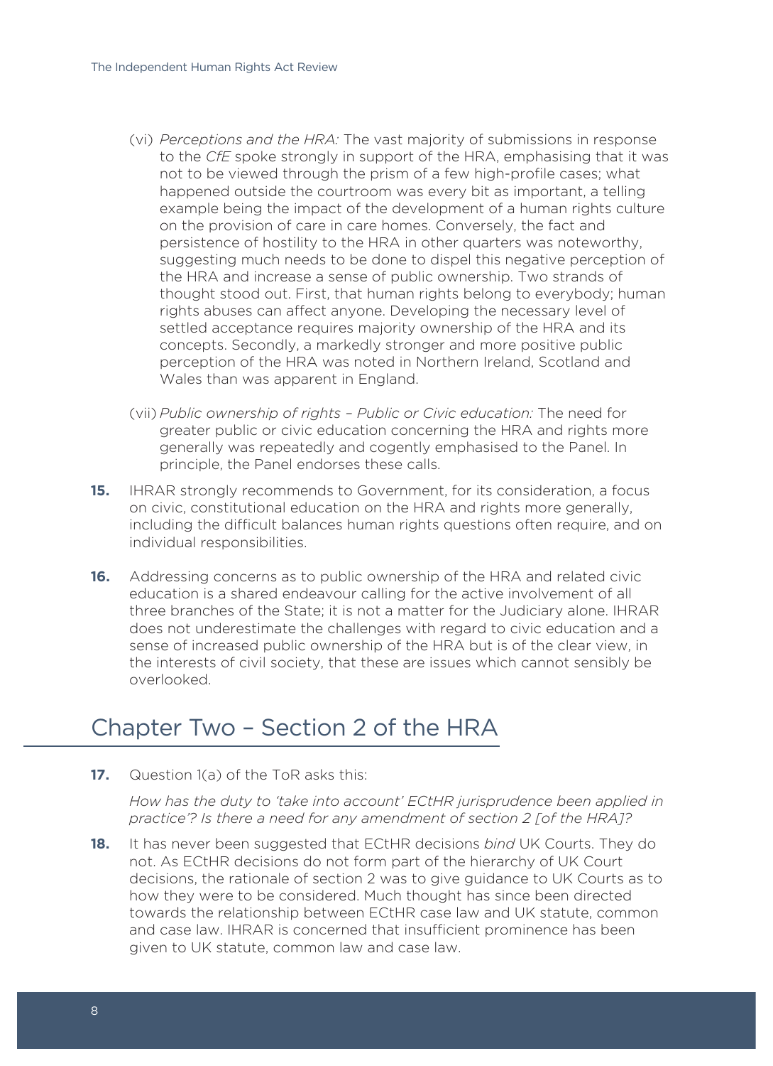(vi) *Perceptions and the HRA:* The vast majority of submissions in response to the *CfE* spoke strongly in support of the HRA, emphasising that it was not to be viewed through the prism of a few high-profile cases; what happened outside the courtroom was every bit as important, a telling example being the impact of the development of a human rights culture on the provision of care in care homes. Conversely, the fact and persistence of hostility to the HRA in other quarters was noteworthy, suggesting much needs to be done to dispel this negative perception of the HRA and increase a sense of public ownership. Two strands of thought stood out. First, that human rights belong to everybody; human rights abuses can affect anyone. Developing the necessary level of settled acceptance requires majority ownership of the HRA and its concepts. Secondly, a markedly stronger and more positive public perception of the HRA was noted in Northern Ireland, Scotland and Wales than was apparent in England.

(vii) *Public ownership of rights – Public or Civic education:* The need for greater public or civic education concerning the HRA and rights more generally was repeatedly and cogently emphasised to the Panel. In principle, the Panel endorses these calls.

**15.** IHRAR strongly recommends to Government, for its consideration, a focus on civic, constitutional education on the HRA and rights more generally, including the difficult balances human rights questions often require, and on individual responsibilities.

**16.** Addressing concerns as to public ownership of the HRA and related civic education is a shared endeavour calling for the active involvement of all three branches of the State; it is not a matter for the Judiciary alone. IHRAR does not underestimate the challenges with regard to civic education and a sense of increased public ownership of the HRA but is of the clear view, in the interests of civil society, that these are issues which cannot sensibly be overlooked.

## Chapter Two – Section 2 of the HRA

**17.** Question 1(a) of the ToR asks this:

*How has the duty to 'take into account' ECtHR jurisprudence been applied in practice'? Is there a need for any amendment of section 2 [of the HRA]?*

**18.** It has never been suggested that ECtHR decisions *bind* UK Courts. They do not. As ECtHR decisions do not form part of the hierarchy of UK Court decisions, the rationale of section 2 was to give guidance to UK Courts as to how they were to be considered. Much thought has since been directed towards the relationship between ECtHR case law and UK statute, common and case law. IHRAR is concerned that insufficient prominence has been given to UK statute, common law and case law.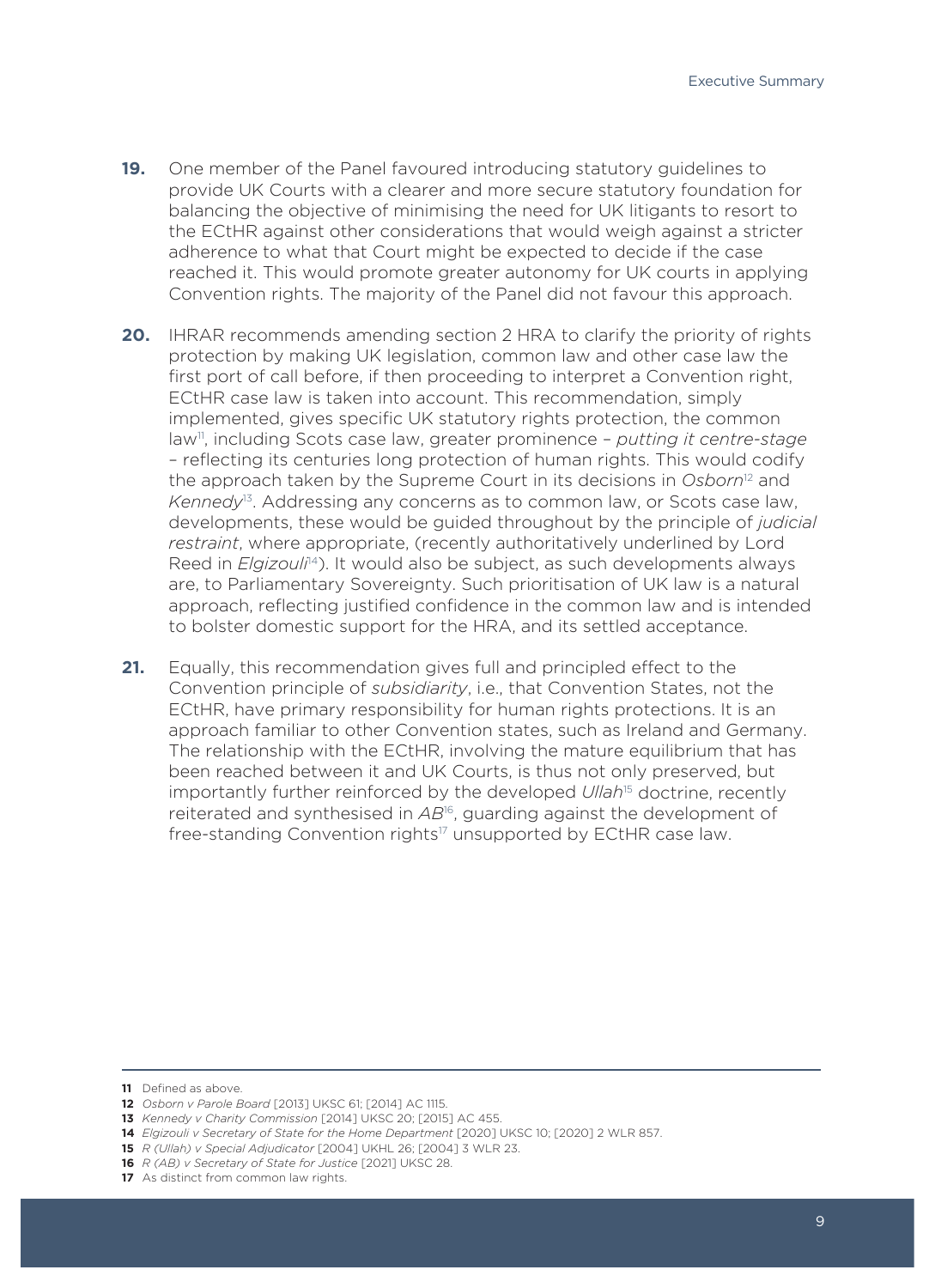**19.** One member of the Panel favoured introducing statutory guidelines to provide UK Courts with a clearer and more secure statutory foundation for balancing the objective of minimising the need for UK litigants to resort to the ECtHR against other considerations that would weigh against a stricter adherence to what that Court might be expected to decide if the case reached it. This would promote greater autonomy for UK courts in applying Convention rights. The majority of the Panel did not favour this approach.

**20.** IHRAR recommends amending section 2 HRA to clarify the priority of rights protection by making UK legislation, common law and other case law the first port of call before, if then proceeding to interpret a Convention right, ECtHR case law is taken into account. This recommendation, simply implemented, gives specific UK statutory rights protection, the common law[11], including Scots case law, greater prominence – *putting it centre-stage* – reflecting its centuries long protection of human rights. This would codify the approach taken by the Supreme Court in its decisions in *Osborn*[12] and *Kennedy*[13]. Addressing any concerns as to common law, or Scots case law, developments, these would be guided throughout by the principle of *judicial restraint*, where appropriate, (recently authoritatively underlined by Lord Reed in *Elgizouli*[14]). It would also be subject, as such developments always are, to Parliamentary Sovereignty. Such prioritisation of UK law is a natural approach, reflecting justified confidence in the common law and is intended to bolster domestic support for the HRA, and its settled acceptance.

**21.** Equally, this recommendation gives full and principled effect to the Convention principle of *subsidiarity*, i.e., that Convention States, not the ECtHR, have primary responsibility for human rights protections. It is an approach familiar to other Convention states, such as Ireland and Germany. The relationship with the ECtHR, involving the mature equilibrium that has been reached between it and UK Courts, is thus not only preserved, but importantly further reinforced by the developed *Ullah*[15] doctrine, recently reiterated and synthesised in *AB*[16], guarding against the development of free-standing Convention rights[17] unsupported by ECtHR case law.

---

**11** Defined as above.
**12** *Osborn v Parole Board* [2013] UKSC 61; [2014] AC 1115.
**13** *Kennedy v Charity Commission* [2014] UKSC 20; [2015] AC 455.
**14** *Elgizouli v Secretary of State for the Home Department* [2020] UKSC 10; [2020] 2 WLR 857.
**15** *R (Ullah) v Special Adjudicator* [2004] UKHL 26; [2004] 3 WLR 23.
**16** *R (AB) v Secretary of State for Justice* [2021] UKSC 28.
**17** As distinct from common law rights.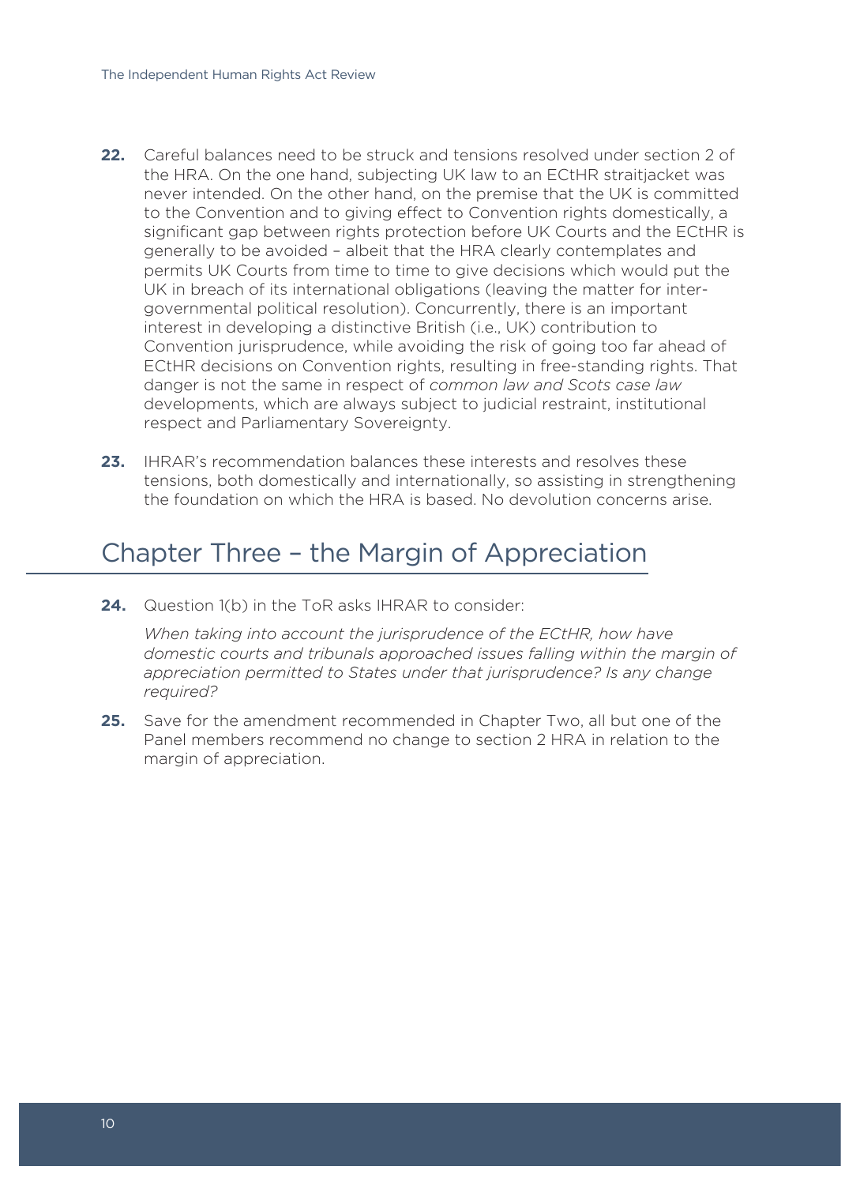**22.** Careful balances need to be struck and tensions resolved under section 2 of the HRA. On the one hand, subjecting UK law to an ECtHR straitjacket was never intended. On the other hand, on the premise that the UK is committed to the Convention and to giving effect to Convention rights domestically, a significant gap between rights protection before UK Courts and the ECtHR is generally to be avoided – albeit that the HRA clearly contemplates and permits UK Courts from time to time to give decisions which would put the UK in breach of its international obligations (leaving the matter for inter-governmental political resolution). Concurrently, there is an important interest in developing a distinctive British (i.e., UK) contribution to Convention jurisprudence, while avoiding the risk of going too far ahead of ECtHR decisions on Convention rights, resulting in free-standing rights. That danger is not the same in respect of *common law and Scots case law* developments, which are always subject to judicial restraint, institutional respect and Parliamentary Sovereignty.

**23.** IHRAR's recommendation balances these interests and resolves these tensions, both domestically and internationally, so assisting in strengthening the foundation on which the HRA is based. No devolution concerns arise.

# Chapter Three – the Margin of Appreciation

**24.** Question 1(b) in the ToR asks IHRAR to consider:

*When taking into account the jurisprudence of the ECtHR, how have domestic courts and tribunals approached issues falling within the margin of appreciation permitted to States under that jurisprudence? Is any change required?*

**25.** Save for the amendment recommended in Chapter Two, all but one of the Panel members recommend no change to section 2 HRA in relation to the margin of appreciation.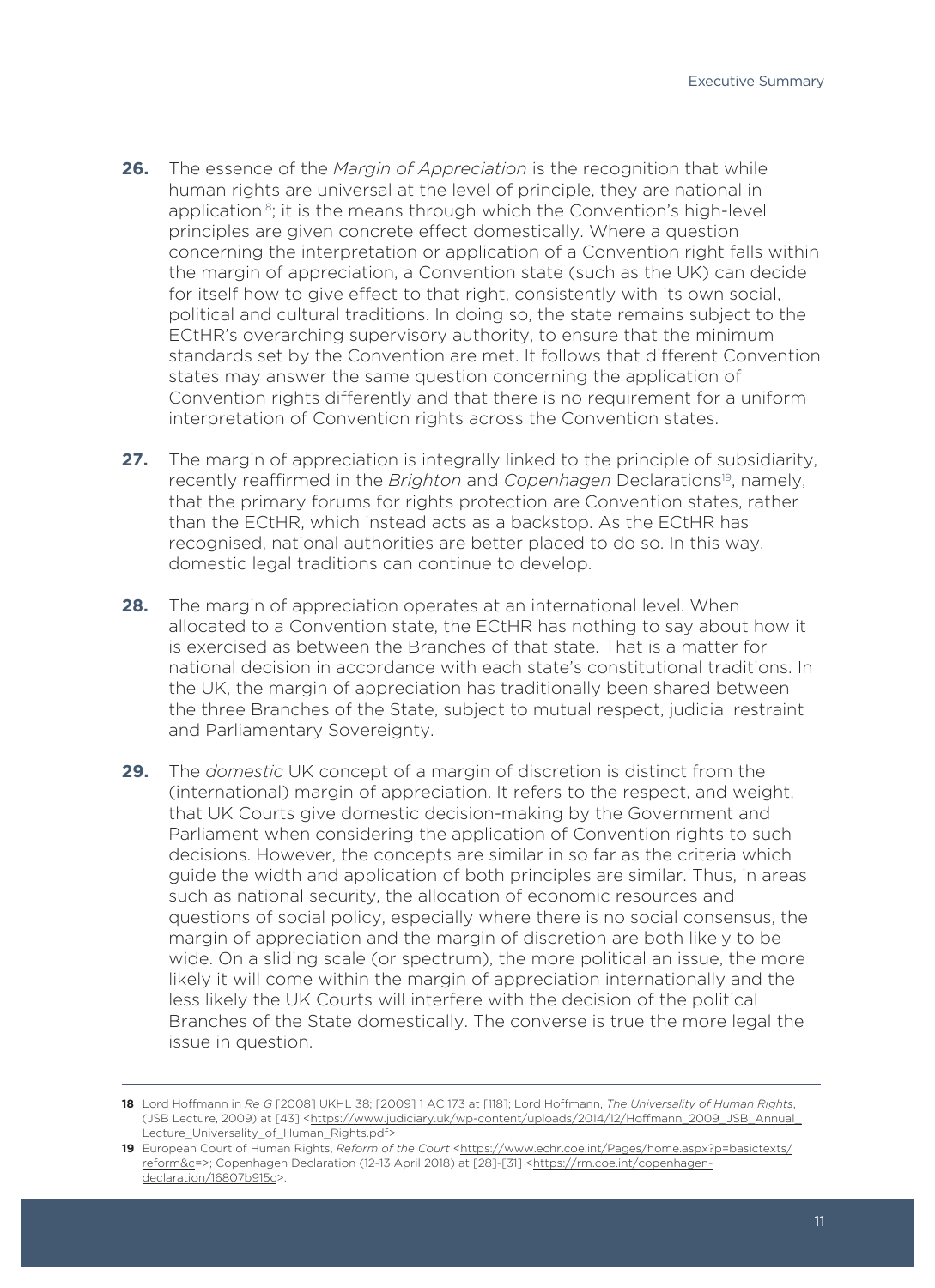**26.** The essence of the *Margin of Appreciation* is the recognition that while human rights are universal at the level of principle, they are national in application[18]; it is the means through which the Convention's high-level principles are given concrete effect domestically. Where a question concerning the interpretation or application of a Convention right falls within the margin of appreciation, a Convention state (such as the UK) can decide for itself how to give effect to that right, consistently with its own social, political and cultural traditions. In doing so, the state remains subject to the ECtHR's overarching supervisory authority, to ensure that the minimum standards set by the Convention are met. It follows that different Convention states may answer the same question concerning the application of Convention rights differently and that there is no requirement for a uniform interpretation of Convention rights across the Convention states.

**27.** The margin of appreciation is integrally linked to the principle of subsidiarity, recently reaffirmed in the *Brighton* and *Copenhagen* Declarations[19], namely, that the primary forums for rights protection are Convention states, rather than the ECtHR, which instead acts as a backstop. As the ECtHR has recognised, national authorities are better placed to do so. In this way, domestic legal traditions can continue to develop.

**28.** The margin of appreciation operates at an international level. When allocated to a Convention state, the ECtHR has nothing to say about how it is exercised as between the Branches of that state. That is a matter for national decision in accordance with each state's constitutional traditions. In the UK, the margin of appreciation has traditionally been shared between the three Branches of the State, subject to mutual respect, judicial restraint and Parliamentary Sovereignty.

**29.** The *domestic* UK concept of a margin of discretion is distinct from the (international) margin of appreciation. It refers to the respect, and weight, that UK Courts give domestic decision-making by the Government and Parliament when considering the application of Convention rights to such decisions. However, the concepts are similar in so far as the criteria which guide the width and application of both principles are similar. Thus, in areas such as national security, the allocation of economic resources and questions of social policy, especially where there is no social consensus, the margin of appreciation and the margin of discretion are both likely to be wide. On a sliding scale (or spectrum), the more political an issue, the more likely it will come within the margin of appreciation internationally and the less likely the UK Courts will interfere with the decision of the political Branches of the State domestically. The converse is true the more legal the issue in question.

---

**18** Lord Hoffmann in *Re G* [2008] UKHL 38; [2009] 1 AC 173 at [118]; Lord Hoffmann, *The Universality of Human Rights*, (JSB Lecture, 2009) at [43] <https://www.judiciary.uk/wp-content/uploads/2014/12/Hoffmann_2009_JSB_Annual_Lecture_Universality_of_Human_Rights.pdf>

**19** European Court of Human Rights, *Reform of the Court* <https://www.echr.coe.int/Pages/home.aspx?p=basictexts/reform&c=>; Copenhagen Declaration (12-13 April 2018) at [28]-[31] <https://rm.coe.int/copenhagen-declaration/16807b915c>.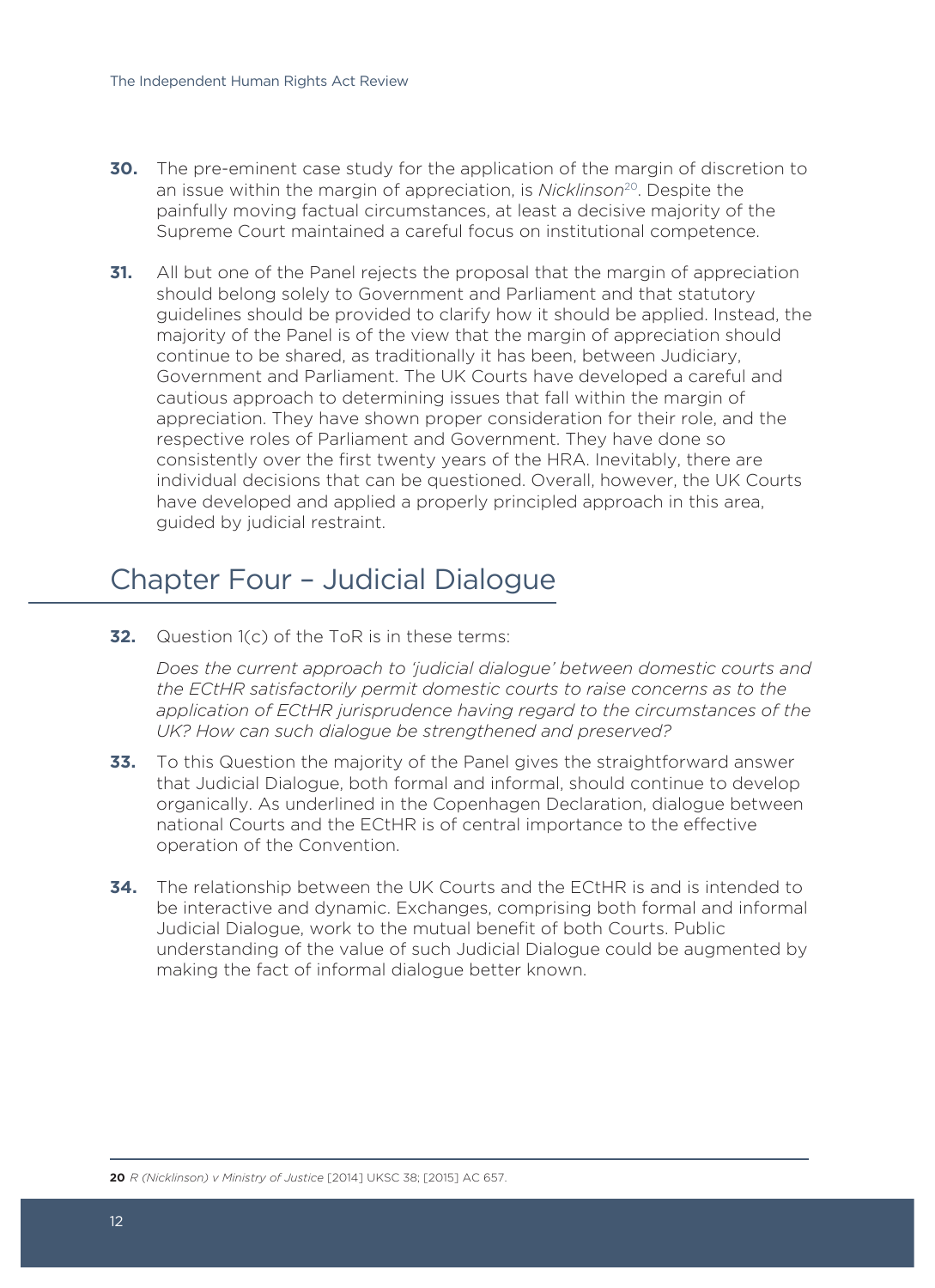**30.** The pre-eminent case study for the application of the margin of discretion to an issue within the margin of appreciation, is *Nicklinson*[20]. Despite the painfully moving factual circumstances, at least a decisive majority of the Supreme Court maintained a careful focus on institutional competence.

**31.** All but one of the Panel rejects the proposal that the margin of appreciation should belong solely to Government and Parliament and that statutory guidelines should be provided to clarify how it should be applied. Instead, the majority of the Panel is of the view that the margin of appreciation should continue to be shared, as traditionally it has been, between Judiciary, Government and Parliament. The UK Courts have developed a careful and cautious approach to determining issues that fall within the margin of appreciation. They have shown proper consideration for their role, and the respective roles of Parliament and Government. They have done so consistently over the first twenty years of the HRA. Inevitably, there are individual decisions that can be questioned. Overall, however, the UK Courts have developed and applied a properly principled approach in this area, guided by judicial restraint.

## Chapter Four – Judicial Dialogue

**32.** Question 1(c) of the ToR is in these terms:

*Does the current approach to 'judicial dialogue' between domestic courts and the ECtHR satisfactorily permit domestic courts to raise concerns as to the application of ECtHR jurisprudence having regard to the circumstances of the UK? How can such dialogue be strengthened and preserved?*

**33.** To this Question the majority of the Panel gives the straightforward answer that Judicial Dialogue, both formal and informal, should continue to develop organically. As underlined in the Copenhagen Declaration, dialogue between national Courts and the ECtHR is of central importance to the effective operation of the Convention.

**34.** The relationship between the UK Courts and the ECtHR is and is intended to be interactive and dynamic. Exchanges, comprising both formal and informal Judicial Dialogue, work to the mutual benefit of both Courts. Public understanding of the value of such Judicial Dialogue could be augmented by making the fact of informal dialogue better known.

---

**20** *R (Nicklinson) v Ministry of Justice* [2014] UKSC 38; [2015] AC 657.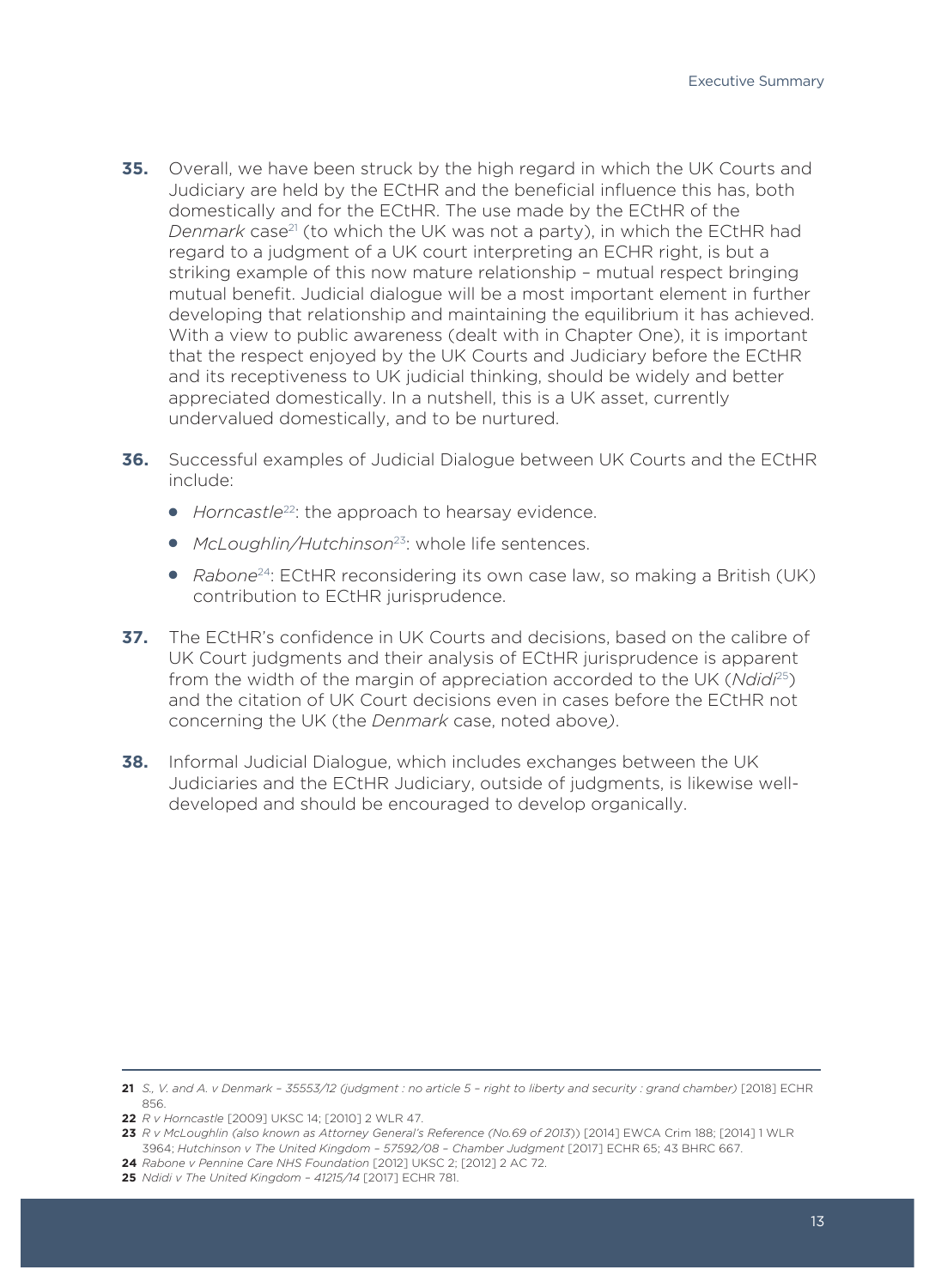**35.** Overall, we have been struck by the high regard in which the UK Courts and Judiciary are held by the ECtHR and the beneficial influence this has, both domestically and for the ECtHR. The use made by the ECtHR of the *Denmark* case[21] (to which the UK was not a party), in which the ECtHR had regard to a judgment of a UK court interpreting an ECHR right, is but a striking example of this now mature relationship – mutual respect bringing mutual benefit. Judicial dialogue will be a most important element in further developing that relationship and maintaining the equilibrium it has achieved. With a view to public awareness (dealt with in Chapter One), it is important that the respect enjoyed by the UK Courts and Judiciary before the ECtHR and its receptiveness to UK judicial thinking, should be widely and better appreciated domestically. In a nutshell, this is a UK asset, currently undervalued domestically, and to be nurtured.

**36.** Successful examples of Judicial Dialogue between UK Courts and the ECtHR include:

- *Horncastle*[22]: the approach to hearsay evidence.
- *McLoughlin/Hutchinson*[23]: whole life sentences.
- *Rabone*[24]: ECtHR reconsidering its own case law, so making a British (UK) contribution to ECtHR jurisprudence.

**37.** The ECtHR's confidence in UK Courts and decisions, based on the calibre of UK Court judgments and their analysis of ECtHR jurisprudence is apparent from the width of the margin of appreciation accorded to the UK (*Ndidi*[25]) and the citation of UK Court decisions even in cases before the ECtHR not concerning the UK (the *Denmark* case, noted above).

**38.** Informal Judicial Dialogue, which includes exchanges between the UK Judiciaries and the ECtHR Judiciary, outside of judgments, is likewise well-developed and should be encouraged to develop organically.

---

**21** *S., V. and A. v Denmark – 35553/12 (judgment : no article 5 – right to liberty and security : grand chamber)* [2018] ECHR 856.

**22** *R v Horncastle* [2009] UKSC 14; [2010] 2 WLR 47.

**23** *R v McLoughlin (also known as Attorney General's Reference (No.69 of 2013)*) [2014] EWCA Crim 188; [2014] 1 WLR 3964; *Hutchinson v The United Kingdom – 57592/08 – Chamber Judgment* [2017] ECHR 65; 43 BHRC 667.

**24** *Rabone v Pennine Care NHS Foundation* [2012] UKSC 2; [2012] 2 AC 72.

**25** *Ndidi v The United Kingdom – 41215/14* [2017] ECHR 781.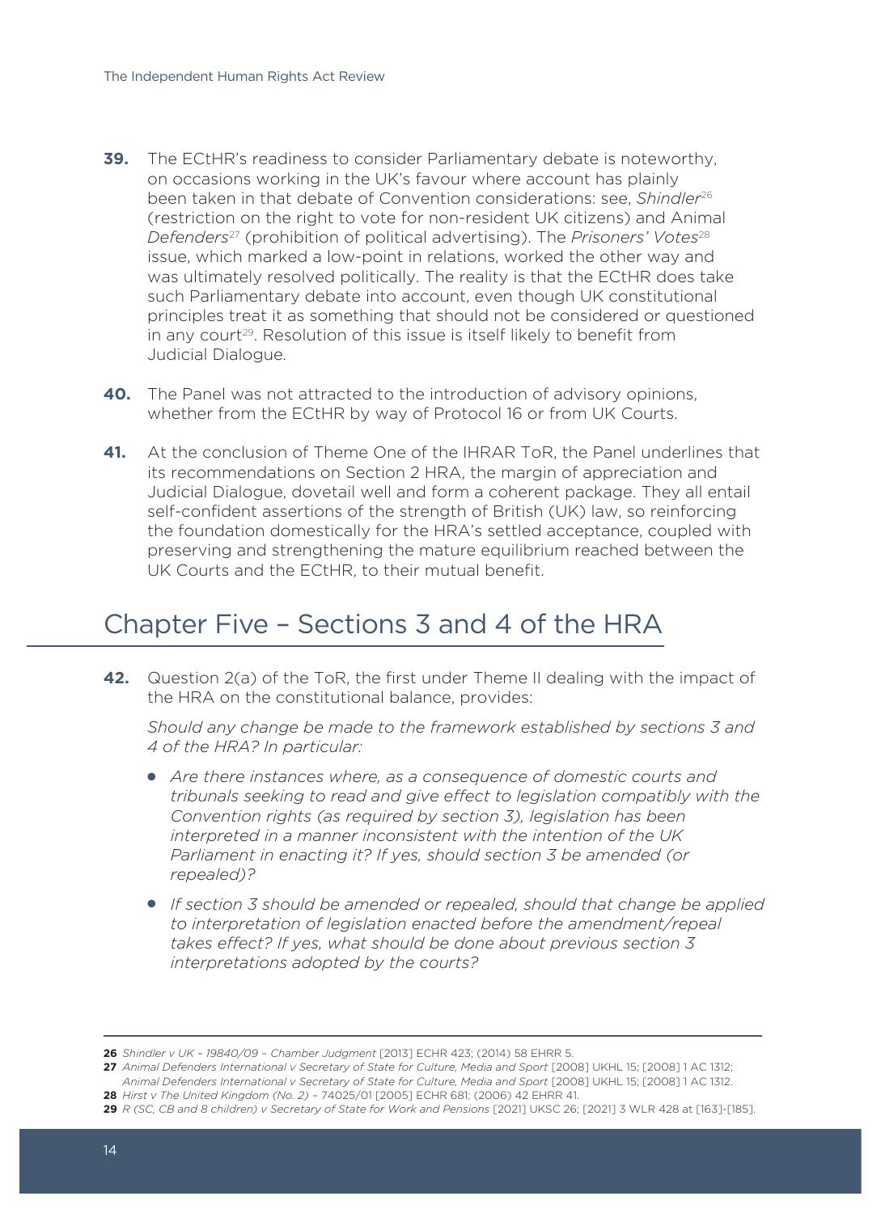**39.** The ECtHR's readiness to consider Parliamentary debate is noteworthy, on occasions working in the UK's favour where account has plainly been taken in that debate of Convention considerations: see, *Shindler*[26] (restriction on the right to vote for non-resident UK citizens) and Animal *Defenders*[27] (prohibition of political advertising). The *Prisoners' Votes*[28] issue, which marked a low-point in relations, worked the other way and was ultimately resolved politically. The reality is that the ECtHR does take such Parliamentary debate into account, even though UK constitutional principles treat it as something that should not be considered or questioned in any court[29]. Resolution of this issue is itself likely to benefit from Judicial Dialogue.

**40.** The Panel was not attracted to the introduction of advisory opinions, whether from the ECtHR by way of Protocol 16 or from UK Courts.

**41.** At the conclusion of Theme One of the IHRAR ToR, the Panel underlines that its recommendations on Section 2 HRA, the margin of appreciation and Judicial Dialogue, dovetail well and form a coherent package. They all entail self-confident assertions of the strength of British (UK) law, so reinforcing the foundation domestically for the HRA's settled acceptance, coupled with preserving and strengthening the mature equilibrium reached between the UK Courts and the ECtHR, to their mutual benefit.

# Chapter Five – Sections 3 and 4 of the HRA

**42.** Question 2(a) of the ToR, the first under Theme II dealing with the impact of the HRA on the constitutional balance, provides:

*Should any change be made to the framework established by sections 3 and 4 of the HRA? In particular:*

- *Are there instances where, as a consequence of domestic courts and tribunals seeking to read and give effect to legislation compatibly with the Convention rights (as required by section 3), legislation has been interpreted in a manner inconsistent with the intention of the UK Parliament in enacting it? If yes, should section 3 be amended (or repealed)?*
- *If section 3 should be amended or repealed, should that change be applied to interpretation of legislation enacted before the amendment/repeal takes effect? If yes, what should be done about previous section 3 interpretations adopted by the courts?*

---

**26** *Shindler v UK – 19840/09 – Chamber Judgment* [2013] ECHR 423; (2014) 58 EHRR 5.

**27** *Animal Defenders International v Secretary of State for Culture, Media and Sport* [2008] UKHL 15; [2008] 1 AC 1312; *Animal Defenders International v Secretary of State for Culture, Media and Sport* [2008] UKHL 15; [2008] 1 AC 1312.

**28** *Hirst v The United Kingdom (No. 2)* – 74025/01 [2005] ECHR 681; (2006) 42 EHRR 41.

**29** *R (SC, CB and 8 children) v Secretary of State for Work and Pensions* [2021] UKSC 26; [2021] 3 WLR 428 at [163]-[185].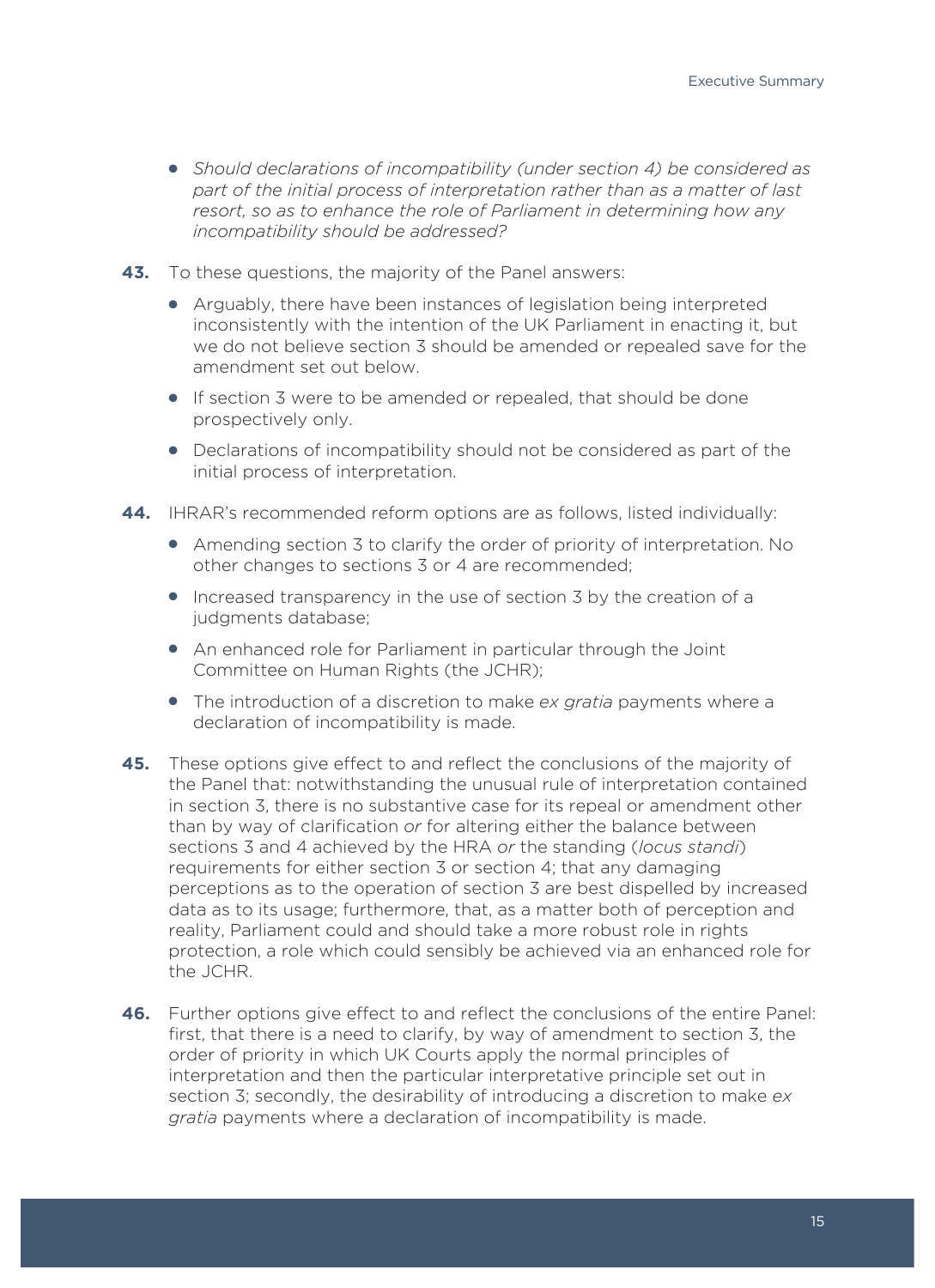- *Should declarations of incompatibility (under section 4) be considered as part of the initial process of interpretation rather than as a matter of last resort, so as to enhance the role of Parliament in determining how any incompatibility should be addressed?*

**43.** To these questions, the majority of the Panel answers:

- Arguably, there have been instances of legislation being interpreted inconsistently with the intention of the UK Parliament in enacting it, but we do not believe section 3 should be amended or repealed save for the amendment set out below.
- If section 3 were to be amended or repealed, that should be done prospectively only.
- Declarations of incompatibility should not be considered as part of the initial process of interpretation.

**44.** IHRAR's recommended reform options are as follows, listed individually:

- Amending section 3 to clarify the order of priority of interpretation. No other changes to sections 3 or 4 are recommended;
- Increased transparency in the use of section 3 by the creation of a judgments database;
- An enhanced role for Parliament in particular through the Joint Committee on Human Rights (the JCHR);
- The introduction of a discretion to make *ex gratia* payments where a declaration of incompatibility is made.

**45.** These options give effect to and reflect the conclusions of the majority of the Panel that: notwithstanding the unusual rule of interpretation contained in section 3, there is no substantive case for its repeal or amendment other than by way of clarification *or* for altering either the balance between sections 3 and 4 achieved by the HRA *or* the standing (*locus standi*) requirements for either section 3 or section 4; that any damaging perceptions as to the operation of section 3 are best dispelled by increased data as to its usage; furthermore, that, as a matter both of perception and reality, Parliament could and should take a more robust role in rights protection, a role which could sensibly be achieved via an enhanced role for the JCHR.

**46.** Further options give effect to and reflect the conclusions of the entire Panel: first, that there is a need to clarify, by way of amendment to section 3, the order of priority in which UK Courts apply the normal principles of interpretation and then the particular interpretative principle set out in section 3; secondly, the desirability of introducing a discretion to make *ex gratia* payments where a declaration of incompatibility is made.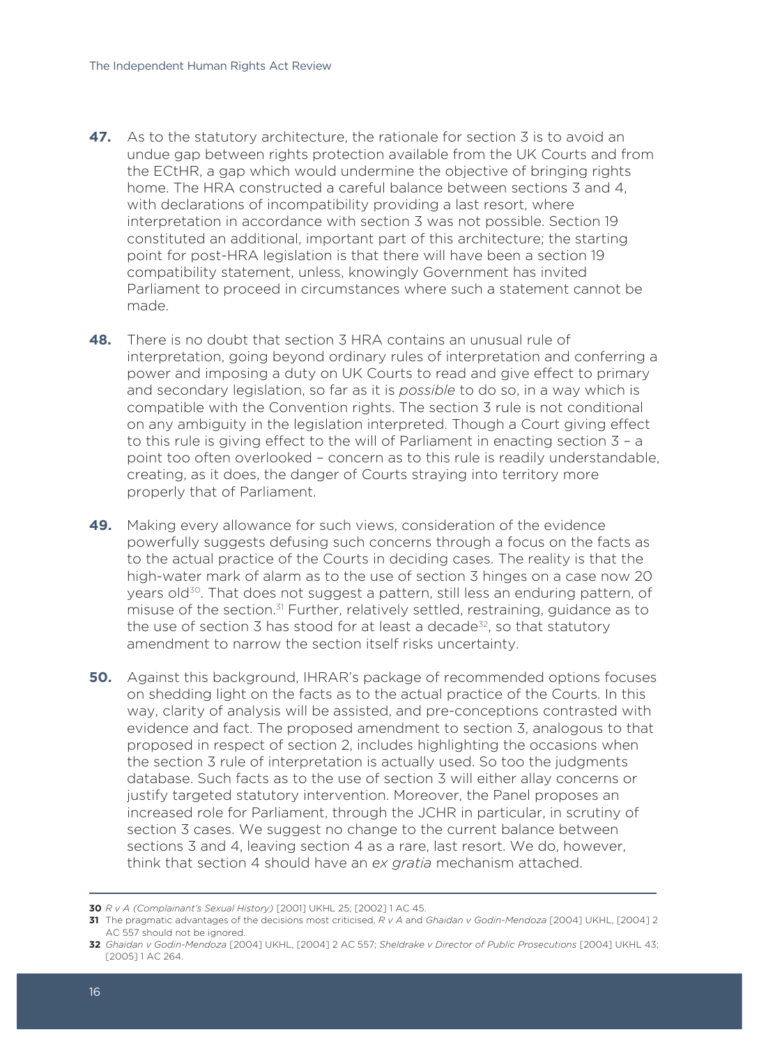**47.** As to the statutory architecture, the rationale for section 3 is to avoid an undue gap between rights protection available from the UK Courts and from the ECtHR, a gap which would undermine the objective of bringing rights home. The HRA constructed a careful balance between sections 3 and 4, with declarations of incompatibility providing a last resort, where interpretation in accordance with section 3 was not possible. Section 19 constituted an additional, important part of this architecture; the starting point for post-HRA legislation is that there will have been a section 19 compatibility statement, unless, knowingly Government has invited Parliament to proceed in circumstances where such a statement cannot be made.

**48.** There is no doubt that section 3 HRA contains an unusual rule of interpretation, going beyond ordinary rules of interpretation and conferring a power and imposing a duty on UK Courts to read and give effect to primary and secondary legislation, so far as it is *possible* to do so, in a way which is compatible with the Convention rights. The section 3 rule is not conditional on any ambiguity in the legislation interpreted. Though a Court giving effect to this rule is giving effect to the will of Parliament in enacting section 3 – a point too often overlooked – concern as to this rule is readily understandable, creating, as it does, the danger of Courts straying into territory more properly that of Parliament.

**49.** Making every allowance for such views, consideration of the evidence powerfully suggests defusing such concerns through a focus on the facts as to the actual practice of the Courts in deciding cases. The reality is that the high-water mark of alarm as to the use of section 3 hinges on a case now 20 years old[30]. That does not suggest a pattern, still less an enduring pattern, of misuse of the section.[31] Further, relatively settled, restraining, guidance as to the use of section 3 has stood for at least a decade[32], so that statutory amendment to narrow the section itself risks uncertainty.

**50.** Against this background, IHRAR's package of recommended options focuses on shedding light on the facts as to the actual practice of the Courts. In this way, clarity of analysis will be assisted, and pre-conceptions contrasted with evidence and fact. The proposed amendment to section 3, analogous to that proposed in respect of section 2, includes highlighting the occasions when the section 3 rule of interpretation is actually used. So too the judgments database. Such facts as to the use of section 3 will either allay concerns or justify targeted statutory intervention. Moreover, the Panel proposes an increased role for Parliament, through the JCHR in particular, in scrutiny of section 3 cases. We suggest no change to the current balance between sections 3 and 4, leaving section 4 as a rare, last resort. We do, however, think that section 4 should have an *ex gratia* mechanism attached.

---

**30** *R v A (Complainant's Sexual History)* [2001] UKHL 25; [2002] 1 AC 45.

**31** The pragmatic advantages of the decisions most criticised, *R v A* and *Ghaidan v Godin-Mendoza* [2004] UKHL, [2004] 2 AC 557 should not be ignored.

**32** *Ghaidan v Godin-Mendoza* [2004] UKHL, [2004] 2 AC 557; *Sheldrake v Director of Public Prosecutions* [2004] UKHL 43; [2005] 1 AC 264.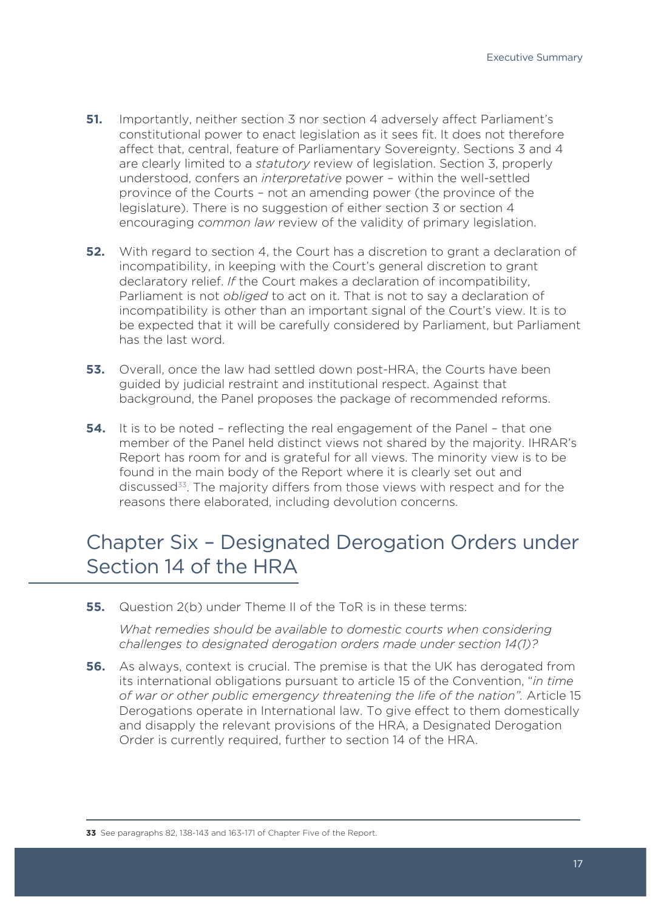**51.** Importantly, neither section 3 nor section 4 adversely affect Parliament's constitutional power to enact legislation as it sees fit. It does not therefore affect that, central, feature of Parliamentary Sovereignty. Sections 3 and 4 are clearly limited to a *statutory* review of legislation. Section 3, properly understood, confers an *interpretative* power – within the well-settled province of the Courts – not an amending power (the province of the legislature). There is no suggestion of either section 3 or section 4 encouraging *common law* review of the validity of primary legislation.

**52.** With regard to section 4, the Court has a discretion to grant a declaration of incompatibility, in keeping with the Court's general discretion to grant declaratory relief. *If* the Court makes a declaration of incompatibility, Parliament is not *obliged* to act on it. That is not to say a declaration of incompatibility is other than an important signal of the Court's view. It is to be expected that it will be carefully considered by Parliament, but Parliament has the last word.

**53.** Overall, once the law had settled down post-HRA, the Courts have been guided by judicial restraint and institutional respect. Against that background, the Panel proposes the package of recommended reforms.

**54.** It is to be noted – reflecting the real engagement of the Panel – that one member of the Panel held distinct views not shared by the majority. IHRAR's Report has room for and is grateful for all views. The minority view is to be found in the main body of the Report where it is clearly set out and discussed[33]. The majority differs from those views with respect and for the reasons there elaborated, including devolution concerns.

## Chapter Six – Designated Derogation Orders under Section 14 of the HRA

**55.** Question 2(b) under Theme II of the ToR is in these terms:

*What remedies should be available to domestic courts when considering challenges to designated derogation orders made under section 14(1)?*

**56.** As always, context is crucial. The premise is that the UK has derogated from its international obligations pursuant to article 15 of the Convention, "*in time of war or other public emergency threatening the life of the nation".* Article 15 Derogations operate in International law. To give effect to them domestically and disapply the relevant provisions of the HRA, a Designated Derogation Order is currently required, further to section 14 of the HRA.

---

**33** See paragraphs 82, 138-143 and 163-171 of Chapter Five of the Report.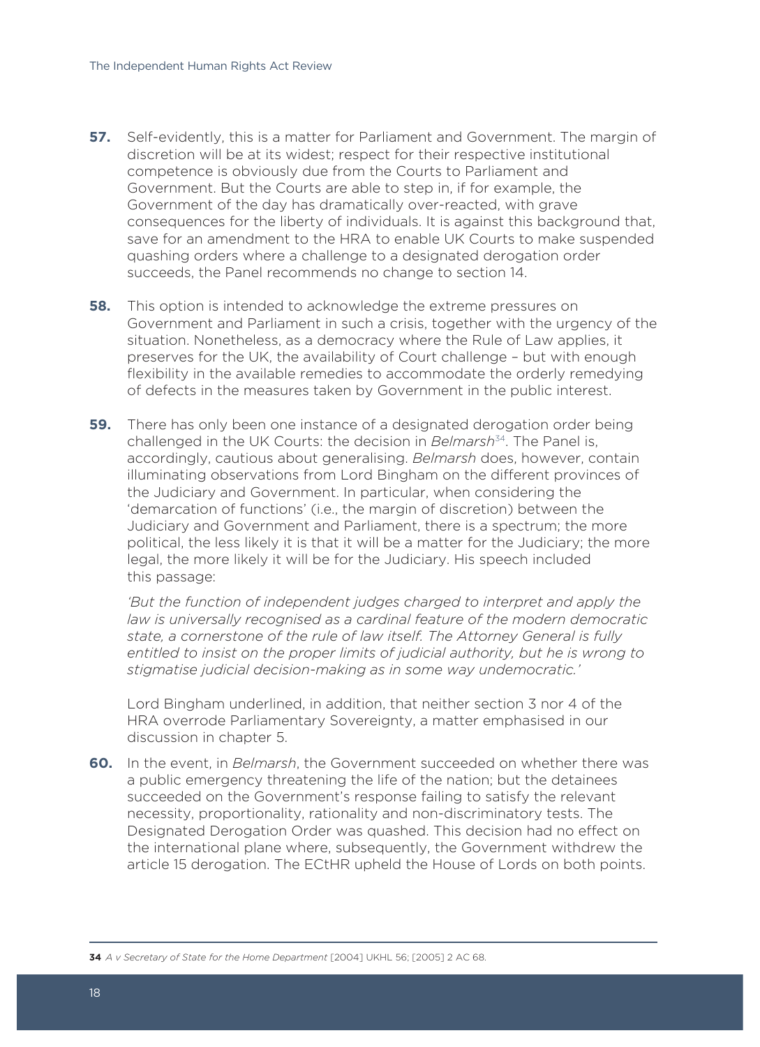**57.** Self-evidently, this is a matter for Parliament and Government. The margin of discretion will be at its widest; respect for their respective institutional competence is obviously due from the Courts to Parliament and Government. But the Courts are able to step in, if for example, the Government of the day has dramatically over-reacted, with grave consequences for the liberty of individuals. It is against this background that, save for an amendment to the HRA to enable UK Courts to make suspended quashing orders where a challenge to a designated derogation order succeeds, the Panel recommends no change to section 14.

**58.** This option is intended to acknowledge the extreme pressures on Government and Parliament in such a crisis, together with the urgency of the situation. Nonetheless, as a democracy where the Rule of Law applies, it preserves for the UK, the availability of Court challenge – but with enough flexibility in the available remedies to accommodate the orderly remedying of defects in the measures taken by Government in the public interest.

**59.** There has only been one instance of a designated derogation order being challenged in the UK Courts: the decision in *Belmarsh*[34]. The Panel is, accordingly, cautious about generalising. *Belmarsh* does, however, contain illuminating observations from Lord Bingham on the different provinces of the Judiciary and Government. In particular, when considering the 'demarcation of functions' (i.e., the margin of discretion) between the Judiciary and Government and Parliament, there is a spectrum; the more political, the less likely it is that it will be a matter for the Judiciary; the more legal, the more likely it will be for the Judiciary. His speech included this passage:

*'But the function of independent judges charged to interpret and apply the law is universally recognised as a cardinal feature of the modern democratic state, a cornerstone of the rule of law itself. The Attorney General is fully entitled to insist on the proper limits of judicial authority, but he is wrong to stigmatise judicial decision-making as in some way undemocratic.'*

Lord Bingham underlined, in addition, that neither section 3 nor 4 of the HRA overrode Parliamentary Sovereignty, a matter emphasised in our discussion in chapter 5.

**60.** In the event, in *Belmarsh*, the Government succeeded on whether there was a public emergency threatening the life of the nation; but the detainees succeeded on the Government's response failing to satisfy the relevant necessity, proportionality, rationality and non-discriminatory tests. The Designated Derogation Order was quashed. This decision had no effect on the international plane where, subsequently, the Government withdrew the article 15 derogation. The ECtHR upheld the House of Lords on both points.

---

**34** *A v Secretary of State for the Home Department* [2004] UKHL 56; [2005] 2 AC 68.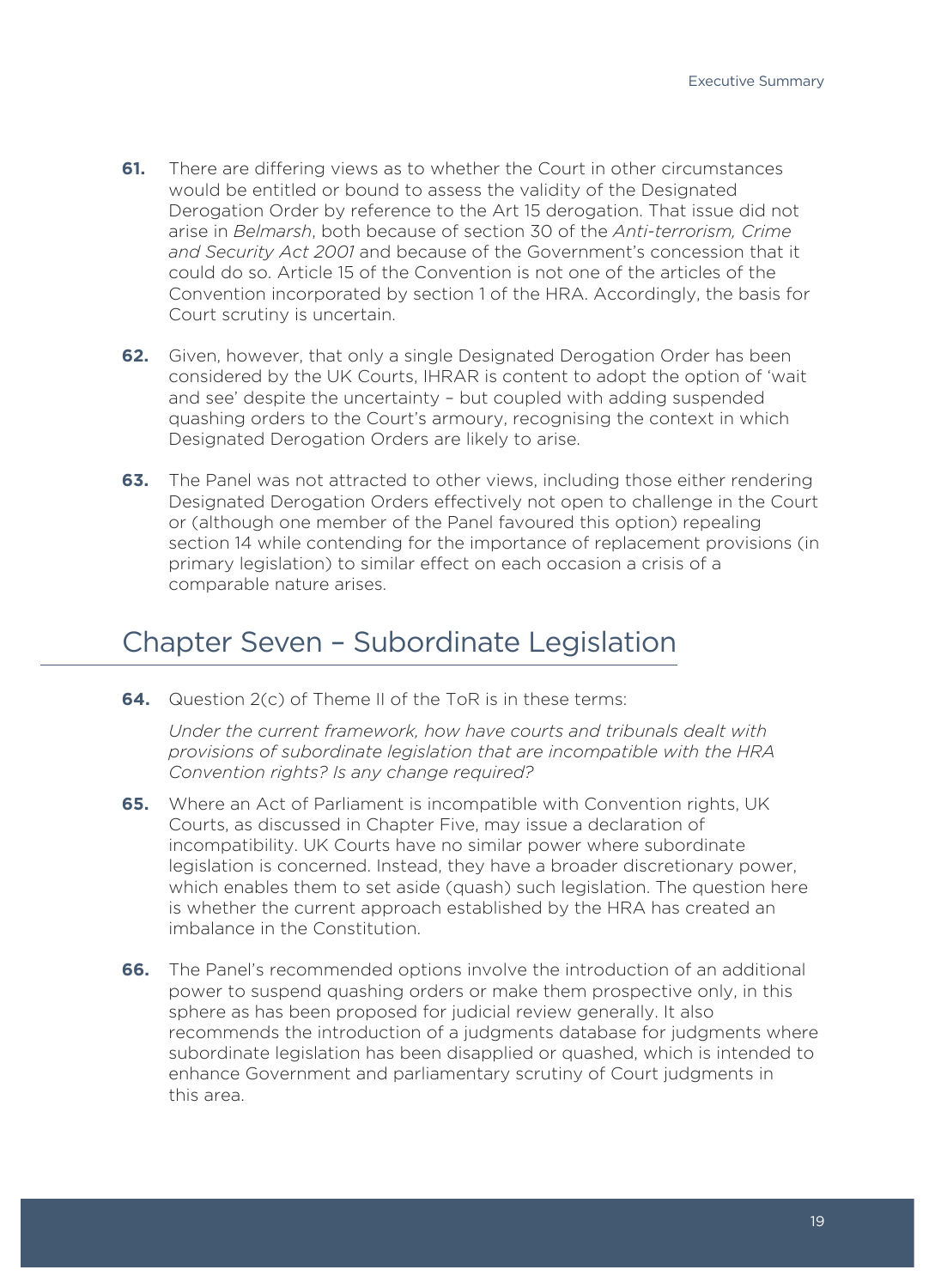**61.** There are differing views as to whether the Court in other circumstances would be entitled or bound to assess the validity of the Designated Derogation Order by reference to the Art 15 derogation. That issue did not arise in *Belmarsh*, both because of section 30 of the *Anti-terrorism, Crime and Security Act 2001* and because of the Government's concession that it could do so. Article 15 of the Convention is not one of the articles of the Convention incorporated by section 1 of the HRA. Accordingly, the basis for Court scrutiny is uncertain.

**62.** Given, however, that only a single Designated Derogation Order has been considered by the UK Courts, IHRAR is content to adopt the option of 'wait and see' despite the uncertainty – but coupled with adding suspended quashing orders to the Court's armoury, recognising the context in which Designated Derogation Orders are likely to arise.

**63.** The Panel was not attracted to other views, including those either rendering Designated Derogation Orders effectively not open to challenge in the Court or (although one member of the Panel favoured this option) repealing section 14 while contending for the importance of replacement provisions (in primary legislation) to similar effect on each occasion a crisis of a comparable nature arises.

## Chapter Seven – Subordinate Legislation

**64.** Question 2(c) of Theme II of the ToR is in these terms:

*Under the current framework, how have courts and tribunals dealt with provisions of subordinate legislation that are incompatible with the HRA Convention rights? Is any change required?*

**65.** Where an Act of Parliament is incompatible with Convention rights, UK Courts, as discussed in Chapter Five, may issue a declaration of incompatibility. UK Courts have no similar power where subordinate legislation is concerned. Instead, they have a broader discretionary power, which enables them to set aside (quash) such legislation. The question here is whether the current approach established by the HRA has created an imbalance in the Constitution.

**66.** The Panel's recommended options involve the introduction of an additional power to suspend quashing orders or make them prospective only, in this sphere as has been proposed for judicial review generally. It also recommends the introduction of a judgments database for judgments where subordinate legislation has been disapplied or quashed, which is intended to enhance Government and parliamentary scrutiny of Court judgments in this area.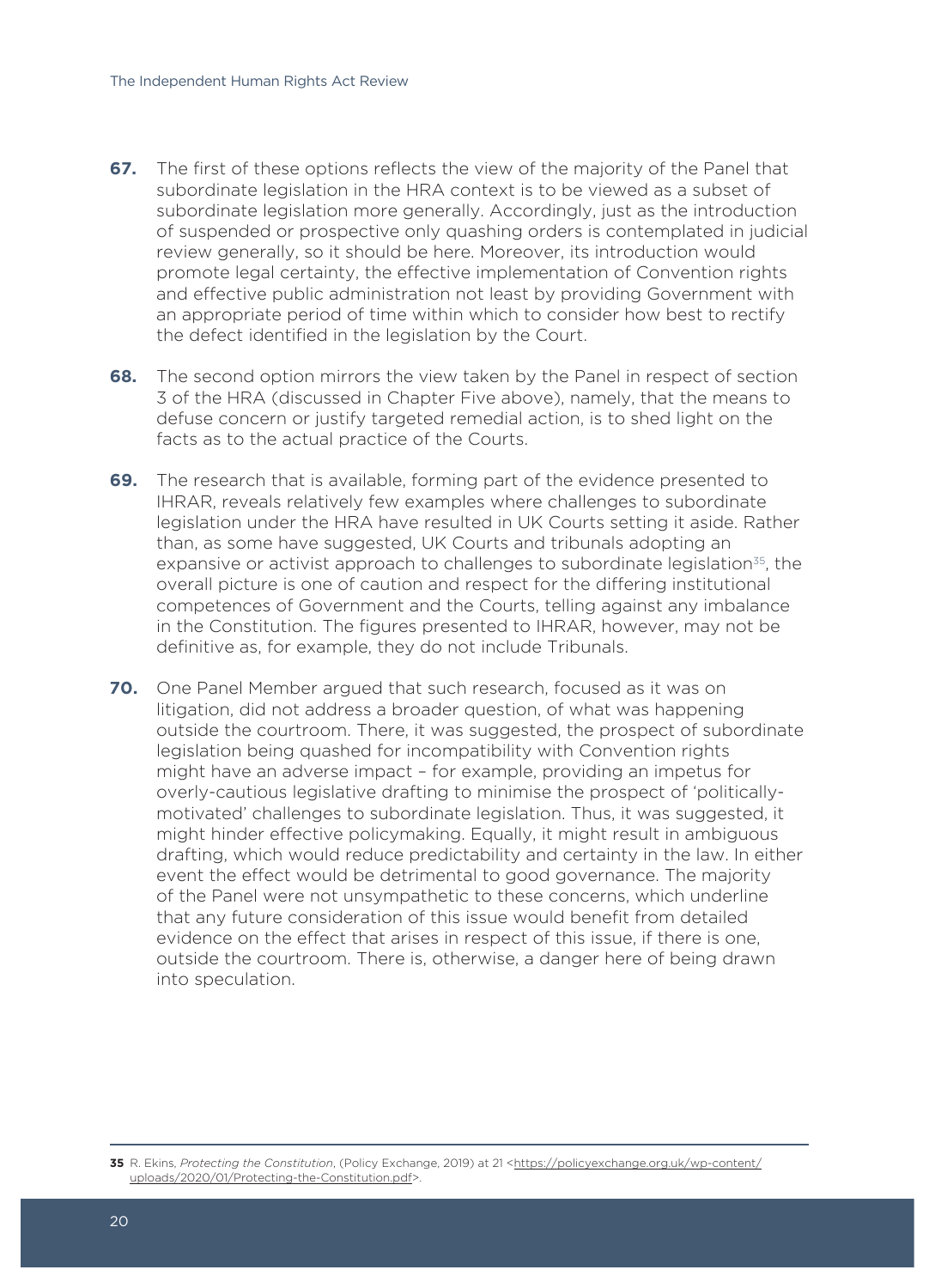**67.** The first of these options reflects the view of the majority of the Panel that subordinate legislation in the HRA context is to be viewed as a subset of subordinate legislation more generally. Accordingly, just as the introduction of suspended or prospective only quashing orders is contemplated in judicial review generally, so it should be here. Moreover, its introduction would promote legal certainty, the effective implementation of Convention rights and effective public administration not least by providing Government with an appropriate period of time within which to consider how best to rectify the defect identified in the legislation by the Court.

**68.** The second option mirrors the view taken by the Panel in respect of section 3 of the HRA (discussed in Chapter Five above), namely, that the means to defuse concern or justify targeted remedial action, is to shed light on the facts as to the actual practice of the Courts.

**69.** The research that is available, forming part of the evidence presented to IHRAR, reveals relatively few examples where challenges to subordinate legislation under the HRA have resulted in UK Courts setting it aside. Rather than, as some have suggested, UK Courts and tribunals adopting an expansive or activist approach to challenges to subordinate legislation[35], the overall picture is one of caution and respect for the differing institutional competences of Government and the Courts, telling against any imbalance in the Constitution. The figures presented to IHRAR, however, may not be definitive as, for example, they do not include Tribunals.

**70.** One Panel Member argued that such research, focused as it was on litigation, did not address a broader question, of what was happening outside the courtroom. There, it was suggested, the prospect of subordinate legislation being quashed for incompatibility with Convention rights might have an adverse impact – for example, providing an impetus for overly-cautious legislative drafting to minimise the prospect of 'politically-motivated' challenges to subordinate legislation. Thus, it was suggested, it might hinder effective policymaking. Equally, it might result in ambiguous drafting, which would reduce predictability and certainty in the law. In either event the effect would be detrimental to good governance. The majority of the Panel were not unsympathetic to these concerns, which underline that any future consideration of this issue would benefit from detailed evidence on the effect that arises in respect of this issue, if there is one, outside the courtroom. There is, otherwise, a danger here of being drawn into speculation.

---

**35** R. Ekins, *Protecting the Constitution*, (Policy Exchange, 2019) at 21 <https://policyexchange.org.uk/wp-content/uploads/2020/01/Protecting-the-Constitution.pdf>.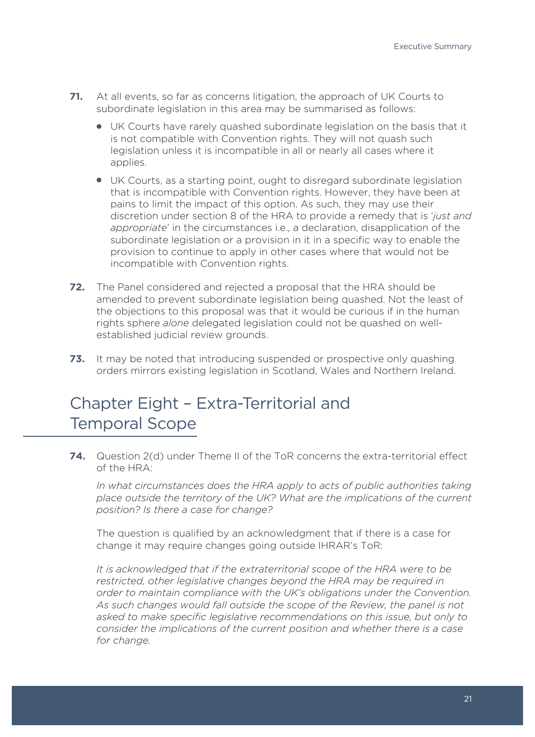**71.** At all events, so far as concerns litigation, the approach of UK Courts to subordinate legislation in this area may be summarised as follows:

- UK Courts have rarely quashed subordinate legislation on the basis that it is not compatible with Convention rights. They will not quash such legislation unless it is incompatible in all or nearly all cases where it applies.
- UK Courts, as a starting point, ought to disregard subordinate legislation that is incompatible with Convention rights. However, they have been at pains to limit the impact of this option. As such, they may use their discretion under section 8 of the HRA to provide a remedy that is '*just and appropriate*' in the circumstances i.e., a declaration, disapplication of the subordinate legislation or a provision in it in a specific way to enable the provision to continue to apply in other cases where that would not be incompatible with Convention rights.

**72.** The Panel considered and rejected a proposal that the HRA should be amended to prevent subordinate legislation being quashed. Not the least of the objections to this proposal was that it would be curious if in the human rights sphere *alone* delegated legislation could not be quashed on well-established judicial review grounds.

**73.** It may be noted that introducing suspended or prospective only quashing orders mirrors existing legislation in Scotland, Wales and Northern Ireland.

## Chapter Eight – Extra-Territorial and Temporal Scope

**74.** Question 2(d) under Theme II of the ToR concerns the extra-territorial effect of the HRA:

*In what circumstances does the HRA apply to acts of public authorities taking place outside the territory of the UK? What are the implications of the current position? Is there a case for change?*

The question is qualified by an acknowledgment that if there is a case for change it may require changes going outside IHRAR's ToR:

*It is acknowledged that if the extraterritorial scope of the HRA were to be restricted, other legislative changes beyond the HRA may be required in order to maintain compliance with the UK's obligations under the Convention. As such changes would fall outside the scope of the Review, the panel is not asked to make specific legislative recommendations on this issue, but only to consider the implications of the current position and whether there is a case for change.*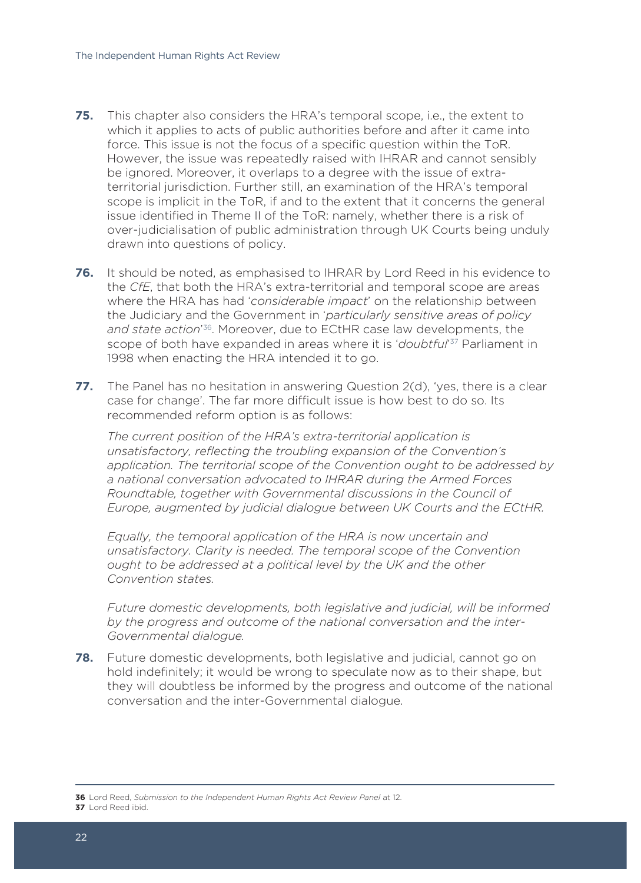**75.** This chapter also considers the HRA's temporal scope, i.e., the extent to which it applies to acts of public authorities before and after it came into force. This issue is not the focus of a specific question within the ToR. However, the issue was repeatedly raised with IHRAR and cannot sensibly be ignored. Moreover, it overlaps to a degree with the issue of extra-territorial jurisdiction. Further still, an examination of the HRA's temporal scope is implicit in the ToR, if and to the extent that it concerns the general issue identified in Theme II of the ToR: namely, whether there is a risk of over-judicialisation of public administration through UK Courts being unduly drawn into questions of policy.

**76.** It should be noted, as emphasised to IHRAR by Lord Reed in his evidence to the *CfE*, that both the HRA's extra-territorial and temporal scope are areas where the HRA has had '*considerable impact*' on the relationship between the Judiciary and the Government in '*particularly sensitive areas of policy and state action*'[36]. Moreover, due to ECtHR case law developments, the scope of both have expanded in areas where it is '*doubtful*'[37] Parliament in 1998 when enacting the HRA intended it to go.

**77.** The Panel has no hesitation in answering Question 2(d), 'yes, there is a clear case for change'. The far more difficult issue is how best to do so. Its recommended reform option is as follows:

*The current position of the HRA's extra-territorial application is unsatisfactory, reflecting the troubling expansion of the Convention's application. The territorial scope of the Convention ought to be addressed by a national conversation advocated to IHRAR during the Armed Forces Roundtable, together with Governmental discussions in the Council of Europe, augmented by judicial dialogue between UK Courts and the ECtHR.*

*Equally, the temporal application of the HRA is now uncertain and unsatisfactory. Clarity is needed. The temporal scope of the Convention ought to be addressed at a political level by the UK and the other Convention states.*

*Future domestic developments, both legislative and judicial, will be informed by the progress and outcome of the national conversation and the inter-Governmental dialogue.*

**78.** Future domestic developments, both legislative and judicial, cannot go on hold indefinitely; it would be wrong to speculate now as to their shape, but they will doubtless be informed by the progress and outcome of the national conversation and the inter-Governmental dialogue.

---

**36** Lord Reed, *Submission to the Independent Human Rights Act Review Panel* at 12.
**37** Lord Reed ibid.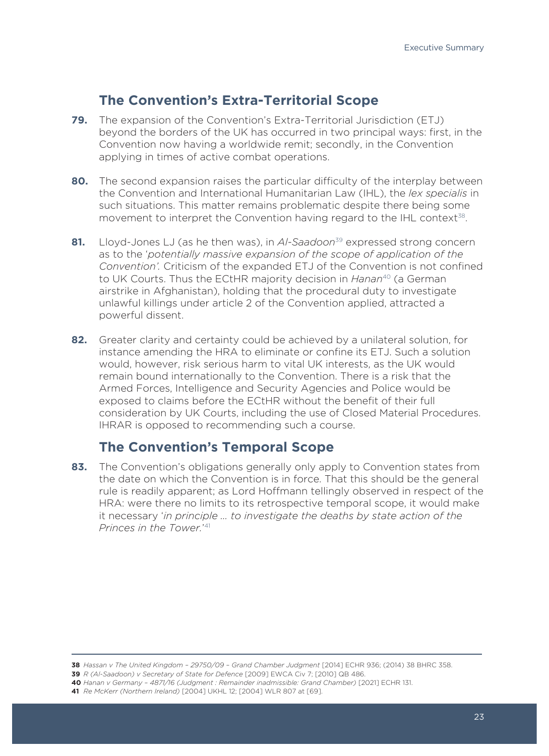## The Convention's Extra-Territorial Scope

**79.** The expansion of the Convention's Extra-Territorial Jurisdiction (ETJ) beyond the borders of the UK has occurred in two principal ways: first, in the Convention now having a worldwide remit; secondly, in the Convention applying in times of active combat operations.

**80.** The second expansion raises the particular difficulty of the interplay between the Convention and International Humanitarian Law (IHL), the *lex specialis* in such situations. This matter remains problematic despite there being some movement to interpret the Convention having regard to the IHL context[38].

**81.** Lloyd-Jones LJ (as he then was), in *Al-Saadoon*[39] expressed strong concern as to the '*potentially massive expansion of the scope of application of the Convention'.* Criticism of the expanded ETJ of the Convention is not confined to UK Courts. Thus the ECtHR majority decision in *Hanan*[40] (a German airstrike in Afghanistan), holding that the procedural duty to investigate unlawful killings under article 2 of the Convention applied, attracted a powerful dissent.

**82.** Greater clarity and certainty could be achieved by a unilateral solution, for instance amending the HRA to eliminate or confine its ETJ. Such a solution would, however, risk serious harm to vital UK interests, as the UK would remain bound internationally to the Convention. There is a risk that the Armed Forces, Intelligence and Security Agencies and Police would be exposed to claims before the ECtHR without the benefit of their full consideration by UK Courts, including the use of Closed Material Procedures. IHRAR is opposed to recommending such a course.

## The Convention's Temporal Scope

**83.** The Convention's obligations generally only apply to Convention states from the date on which the Convention is in force. That this should be the general rule is readily apparent; as Lord Hoffmann tellingly observed in respect of the HRA: were there no limits to its retrospective temporal scope, it would make it necessary '*in principle … to investigate the deaths by state action of the Princes in the Tower.*'[41]

---

**38** *Hassan v The United Kingdom – 29750/09 – Grand Chamber Judgment* [2014] ECHR 936; (2014) 38 BHRC 358.

**39** *R (Al-Saadoon) v Secretary of State for Defence* [2009] EWCA Civ 7; [2010] QB 486.

**40** *Hanan v Germany – 4871/16 (Judgment : Remainder inadmissible: Grand Chamber)* [2021] ECHR 131.

**41** *Re McKerr (Northern Ireland)* [2004] UKHL 12; [2004] WLR 807 at [69].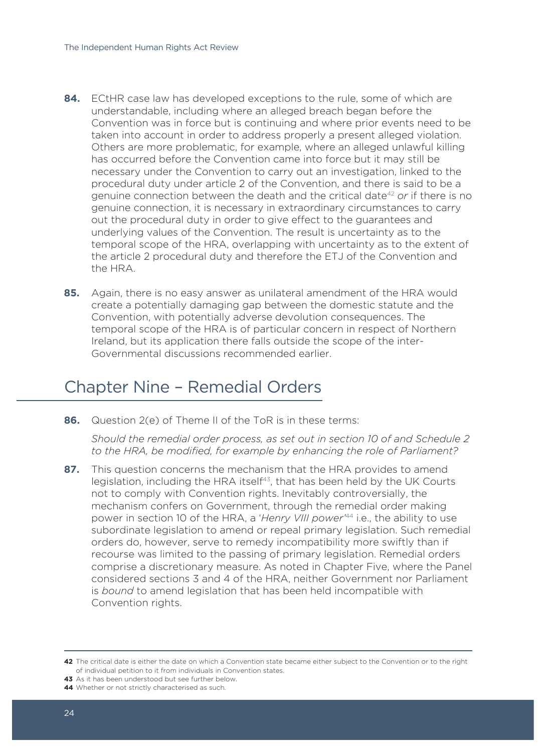**84.** ECtHR case law has developed exceptions to the rule, some of which are understandable, including where an alleged breach began before the Convention was in force but is continuing and where prior events need to be taken into account in order to address properly a present alleged violation. Others are more problematic, for example, where an alleged unlawful killing has occurred before the Convention came into force but it may still be necessary under the Convention to carry out an investigation, linked to the procedural duty under article 2 of the Convention, and there is said to be a genuine connection between the death and the critical date[42] *or* if there is no genuine connection, it is necessary in extraordinary circumstances to carry out the procedural duty in order to give effect to the guarantees and underlying values of the Convention. The result is uncertainty as to the temporal scope of the HRA, overlapping with uncertainty as to the extent of the article 2 procedural duty and therefore the ETJ of the Convention and the HRA.

**85.** Again, there is no easy answer as unilateral amendment of the HRA would create a potentially damaging gap between the domestic statute and the Convention, with potentially adverse devolution consequences. The temporal scope of the HRA is of particular concern in respect of Northern Ireland, but its application there falls outside the scope of the inter-Governmental discussions recommended earlier.

## Chapter Nine – Remedial Orders

**86.** Question 2(e) of Theme II of the ToR is in these terms:

*Should the remedial order process, as set out in section 10 of and Schedule 2 to the HRA, be modified, for example by enhancing the role of Parliament?*

**87.** This question concerns the mechanism that the HRA provides to amend legislation, including the HRA itself[43], that has been held by the UK Courts not to comply with Convention rights. Inevitably controversially, the mechanism confers on Government, through the remedial order making power in section 10 of the HRA, a '*Henry VIII power*'[44] i.e., the ability to use subordinate legislation to amend or repeal primary legislation. Such remedial orders do, however, serve to remedy incompatibility more swiftly than if recourse was limited to the passing of primary legislation. Remedial orders comprise a discretionary measure. As noted in Chapter Five, where the Panel considered sections 3 and 4 of the HRA, neither Government nor Parliament is *bound* to amend legislation that has been held incompatible with Convention rights.

---

**42** The critical date is either the date on which a Convention state became either subject to the Convention or to the right of individual petition to it from individuals in Convention states.

**43** As it has been understood but see further below.

**44** Whether or not strictly characterised as such.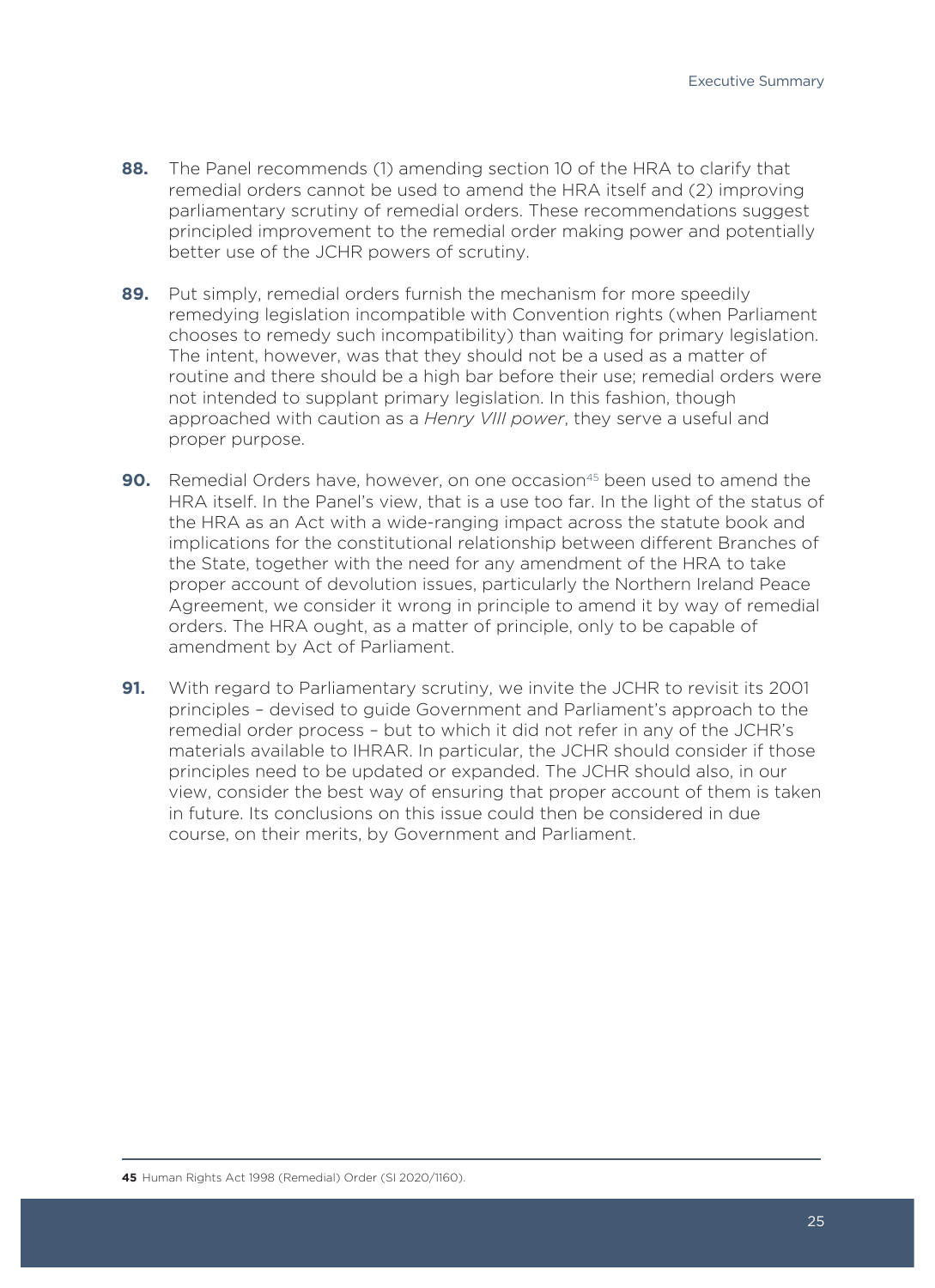**88.** The Panel recommends (1) amending section 10 of the HRA to clarify that remedial orders cannot be used to amend the HRA itself and (2) improving parliamentary scrutiny of remedial orders. These recommendations suggest principled improvement to the remedial order making power and potentially better use of the JCHR powers of scrutiny.

**89.** Put simply, remedial orders furnish the mechanism for more speedily remedying legislation incompatible with Convention rights (when Parliament chooses to remedy such incompatibility) than waiting for primary legislation. The intent, however, was that they should not be a used as a matter of routine and there should be a high bar before their use; remedial orders were not intended to supplant primary legislation. In this fashion, though approached with caution as a *Henry VIII power*, they serve a useful and proper purpose.

**90.** Remedial Orders have, however, on one occasion[45] been used to amend the HRA itself. In the Panel's view, that is a use too far. In the light of the status of the HRA as an Act with a wide-ranging impact across the statute book and implications for the constitutional relationship between different Branches of the State, together with the need for any amendment of the HRA to take proper account of devolution issues, particularly the Northern Ireland Peace Agreement, we consider it wrong in principle to amend it by way of remedial orders. The HRA ought, as a matter of principle, only to be capable of amendment by Act of Parliament.

**91.** With regard to Parliamentary scrutiny, we invite the JCHR to revisit its 2001 principles – devised to guide Government and Parliament's approach to the remedial order process – but to which it did not refer in any of the JCHR's materials available to IHRAR. In particular, the JCHR should consider if those principles need to be updated or expanded. The JCHR should also, in our view, consider the best way of ensuring that proper account of them is taken in future. Its conclusions on this issue could then be considered in due course, on their merits, by Government and Parliament.

---

**45** Human Rights Act 1998 (Remedial) Order (SI 2020/1160).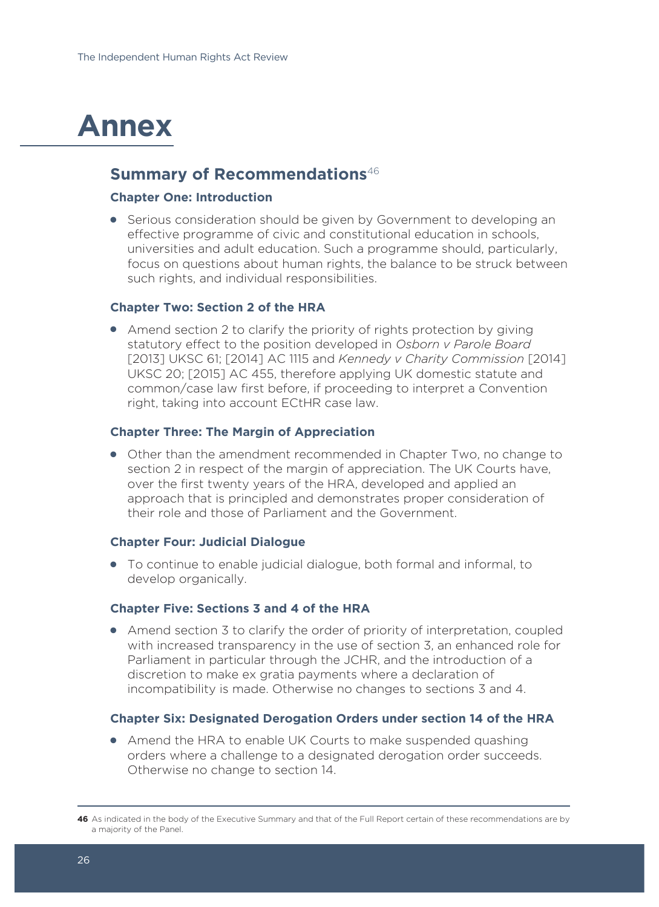# Annex

## Summary of Recommendations[46]

### Chapter One: Introduction

- Serious consideration should be given by Government to developing an effective programme of civic and constitutional education in schools, universities and adult education. Such a programme should, particularly, focus on questions about human rights, the balance to be struck between such rights, and individual responsibilities.

### Chapter Two: Section 2 of the HRA

- Amend section 2 to clarify the priority of rights protection by giving statutory effect to the position developed in *Osborn v Parole Board* [2013] UKSC 61; [2014] AC 1115 and *Kennedy v Charity Commission* [2014] UKSC 20; [2015] AC 455, therefore applying UK domestic statute and common/case law first before, if proceeding to interpret a Convention right, taking into account ECtHR case law.

### Chapter Three: The Margin of Appreciation

- Other than the amendment recommended in Chapter Two, no change to section 2 in respect of the margin of appreciation. The UK Courts have, over the first twenty years of the HRA, developed and applied an approach that is principled and demonstrates proper consideration of their role and those of Parliament and the Government.

### Chapter Four: Judicial Dialogue

- To continue to enable judicial dialogue, both formal and informal, to develop organically.

### Chapter Five: Sections 3 and 4 of the HRA

- Amend section 3 to clarify the order of priority of interpretation, coupled with increased transparency in the use of section 3, an enhanced role for Parliament in particular through the JCHR, and the introduction of a discretion to make ex gratia payments where a declaration of incompatibility is made. Otherwise no changes to sections 3 and 4.

### Chapter Six: Designated Derogation Orders under section 14 of the HRA

- Amend the HRA to enable UK Courts to make suspended quashing orders where a challenge to a designated derogation order succeeds. Otherwise no change to section 14.

---

**46** As indicated in the body of the Executive Summary and that of the Full Report certain of these recommendations are by a majority of the Panel.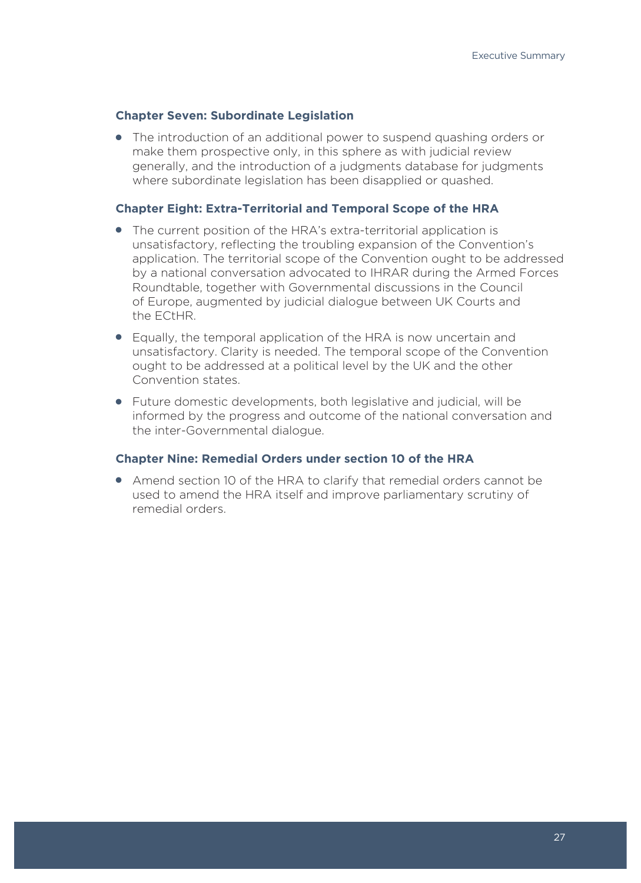### Chapter Seven: Subordinate Legislation

- The introduction of an additional power to suspend quashing orders or make them prospective only, in this sphere as with judicial review generally, and the introduction of a judgments database for judgments where subordinate legislation has been disapplied or quashed.

### Chapter Eight: Extra-Territorial and Temporal Scope of the HRA

- The current position of the HRA's extra-territorial application is unsatisfactory, reflecting the troubling expansion of the Convention's application. The territorial scope of the Convention ought to be addressed by a national conversation advocated to IHRAR during the Armed Forces Roundtable, together with Governmental discussions in the Council of Europe, augmented by judicial dialogue between UK Courts and the ECtHR.
- Equally, the temporal application of the HRA is now uncertain and unsatisfactory. Clarity is needed. The temporal scope of the Convention ought to be addressed at a political level by the UK and the other Convention states.
- Future domestic developments, both legislative and judicial, will be informed by the progress and outcome of the national conversation and the inter-Governmental dialogue.

### Chapter Nine: Remedial Orders under section 10 of the HRA

- Amend section 10 of the HRA to clarify that remedial orders cannot be used to amend the HRA itself and improve parliamentary scrutiny of remedial orders.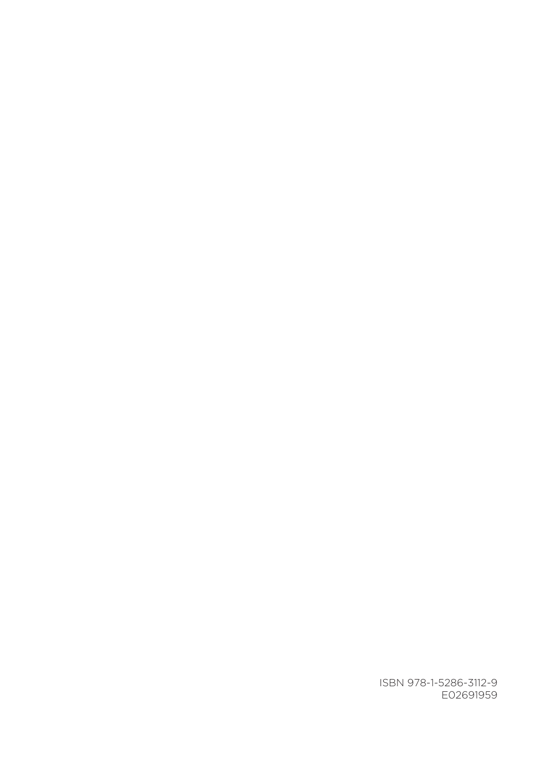ISBN 978-1-5286-3112-9
E02691959